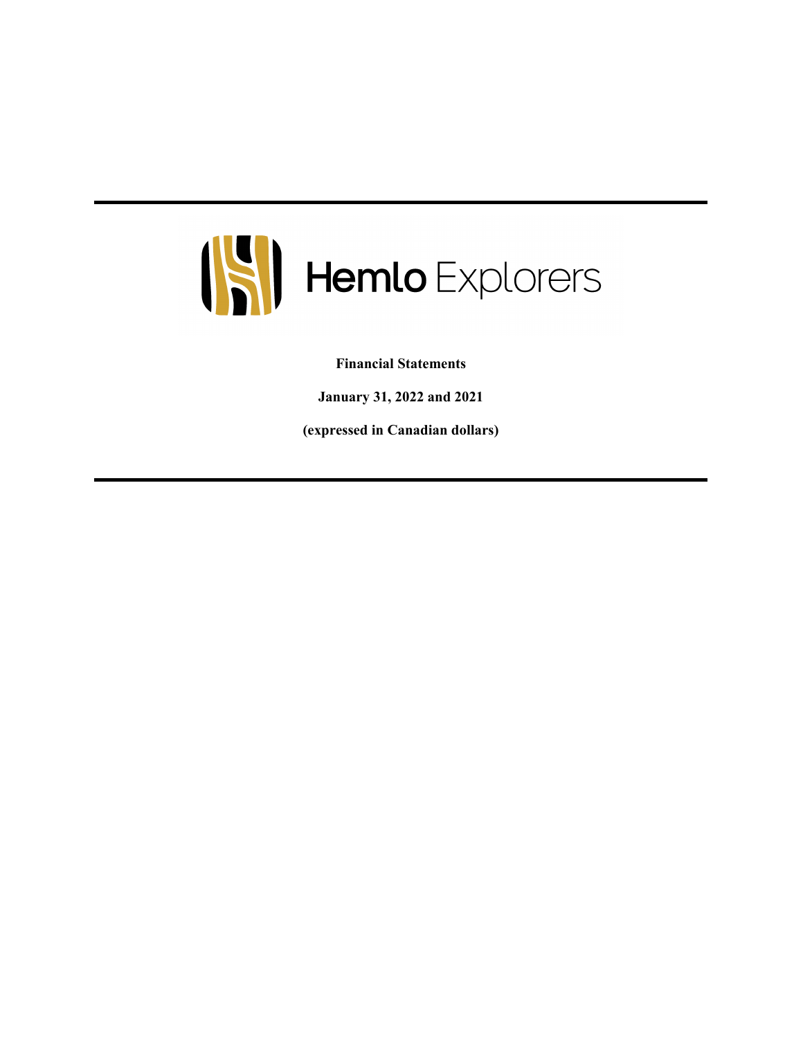# Hemlo Explorers

**Financial Statements**

**January 31, 2022 and 2021**

**(expressed in Canadian dollars)**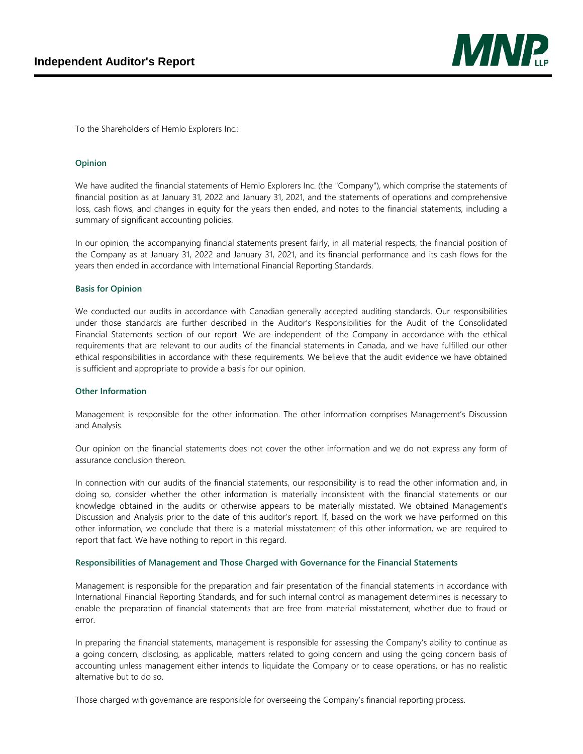# Independent Auditor's Report

To the Shareholders of Hemlo Explorers Inc.:

## Opinion

We have audited the financial statements of Hemlo Explorers Inc. (the "Company"), which comprise the statements of financial position as at January 31, 2022 and January 31, 2021, and the statements of operations and comprehensive loss, cash flows, and changes in equity for the years then ended, and notes to the financial statements, including a summary of significant accounting policies.

In our opinion, the accompanying financial statements present fairly, in all material respects, the financial position of the Company as at January 31, 2022 and January 31, 2021, and its financial performance and its cash flows for the years then ended in accordance with International Financial Reporting Standards.

## Basis for Opinion

We conducted our audits in accordance with Canadian generally accepted auditing standards. Our responsibilities under those standards are further described in the Auditor's Responsibilities for the Audit of the Consolidated Financial Statements section of our report. We are independent of the Company in accordance with the ethical requirements that are relevant to our audits of the financial statements in Canada, and we have fulfilled our other ethical responsibilities in accordance with these requirements. We believe that the audit evidence we have obtained is sufficient and appropriate to provide a basis for our opinion.

## Other Information

Management is responsible for the other information. The other information comprises Management's Discussion and Analysis.

Our opinion on the financial statements does not cover the other information and we do not express any form of assurance conclusion thereon.

In connection with our audits of the financial statements, our responsibility is to read the other information and, in doing so, consider whether the other information is materially inconsistent with the financial statements or our knowledge obtained in the audits or otherwise appears to be materially misstated. We obtained Management's Discussion and Analysis prior to the date of this auditor's report. If, based on the work we have performed on this other information, we conclude that there is a material misstatement of this other information, we are required to report that fact. We have nothing to report in this regard.

## Responsibilities of Management and Those Charged with Governance for the Financial Statements

Management is responsible for the preparation and fair presentation of the financial statements in accordance with International Financial Reporting Standards, and for such internal control as management determines is necessary to enable the preparation of financial statements that are free from material misstatement, whether due to fraud or error.

In preparing the financial statements, management is responsible for assessing the Company's ability to continue as a going concern, disclosing, as applicable, matters related to going concern and using the going concern basis of accounting unless management either intends to liquidate the Company or to cease operations, or has no realistic alternative but to do so.

Those charged with governance are responsible for overseeing the Company's financial reporting process.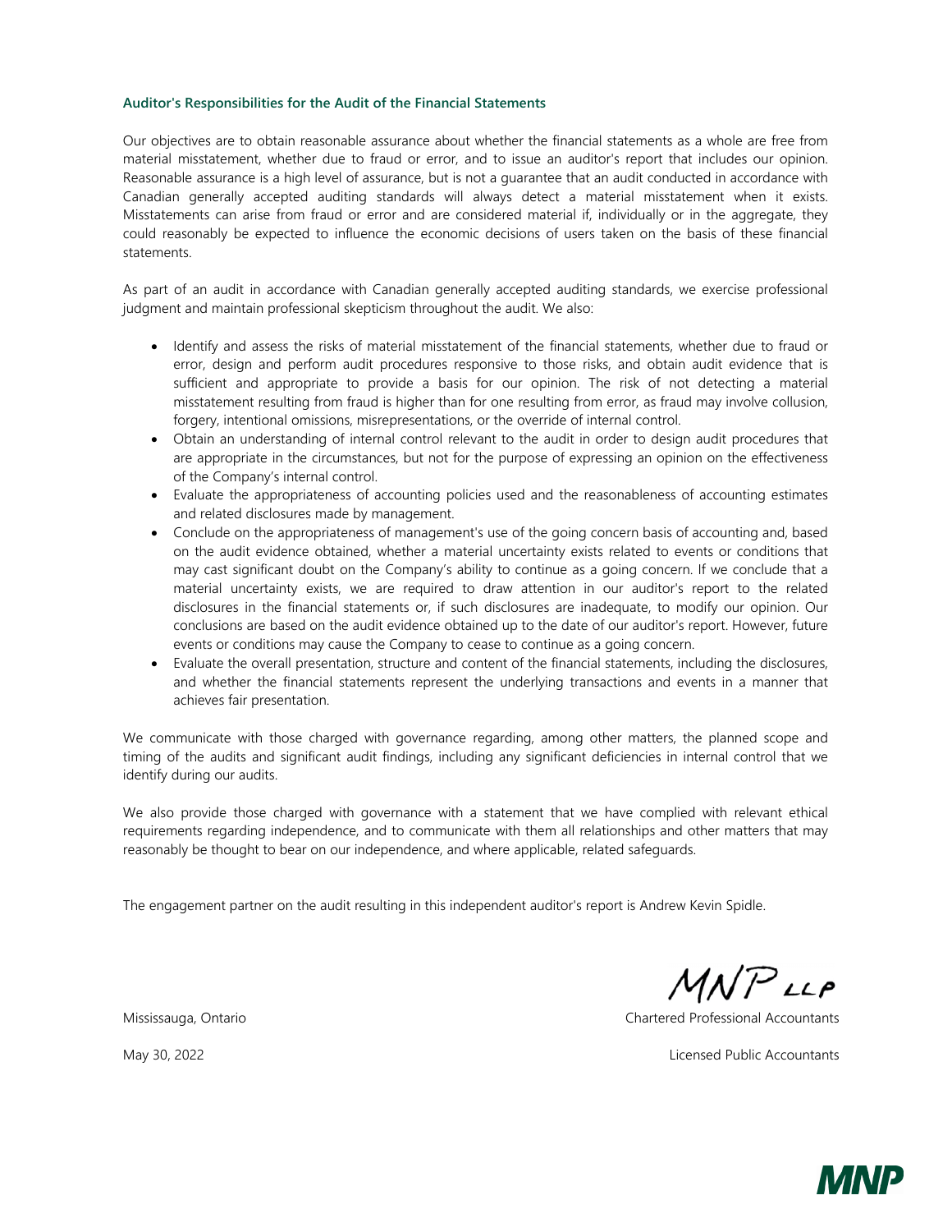### Auditor's Responsibilities for the Audit of the Financial Statements

Our objectives are to obtain reasonable assurance about whether the financial statements as a whole are free from material misstatement, whether due to fraud or error, and to issue an auditor's report that includes our opinion. Reasonable assurance is a high level of assurance, but is not a guarantee that an audit conducted in accordance with Canadian generally accepted auditing standards will always detect a material misstatement when it exists. Misstatements can arise from fraud or error and are considered material if, individually or in the aggregate, they could reasonably be expected to influence the economic decisions of users taken on the basis of these financial statements.

As part of an audit in accordance with Canadian generally accepted auditing standards, we exercise professional judgment and maintain professional skepticism throughout the audit. We also:

- Identify and assess the risks of material misstatement of the financial statements, whether due to fraud or error, design and perform audit procedures responsive to those risks, and obtain audit evidence that is sufficient and appropriate to provide a basis for our opinion. The risk of not detecting a material misstatement resulting from fraud is higher than for one resulting from error, as fraud may involve collusion, forgery, intentional omissions, misrepresentations, or the override of internal control.
- Obtain an understanding of internal control relevant to the audit in order to design audit procedures that are appropriate in the circumstances, but not for the purpose of expressing an opinion on the effectiveness of the Company's internal control.
- Evaluate the appropriateness of accounting policies used and the reasonableness of accounting estimates and related disclosures made by management.
- Conclude on the appropriateness of management's use of the going concern basis of accounting and, based on the audit evidence obtained, whether a material uncertainty exists related to events or conditions that may cast significant doubt on the Company's ability to continue as a going concern. If we conclude that a material uncertainty exists, we are required to draw attention in our auditor's report to the related disclosures in the financial statements or, if such disclosures are inadequate, to modify our opinion. Our conclusions are based on the audit evidence obtained up to the date of our auditor's report. However, future events or conditions may cause the Company to cease to continue as a going concern.
- Evaluate the overall presentation, structure and content of the financial statements, including the disclosures, and whether the financial statements represent the underlying transactions and events in a manner that achieves fair presentation.

We communicate with those charged with governance regarding, among other matters, the planned scope and timing of the audits and significant audit findings, including any significant deficiencies in internal control that we identify during our audits.

We also provide those charged with governance with a statement that we have complied with relevant ethical requirements regarding independence, and to communicate with them all relationships and other matters that may reasonably be thought to bear on our independence, and where applicable, related safeguards.

The engagement partner on the audit resulting in this independent auditor's report is Andrew Kevin Spidle.

MNP LLP

Mississauga, Ontario

May 30, 2022

Chartered Professional Accountants

Licensed Public Accountants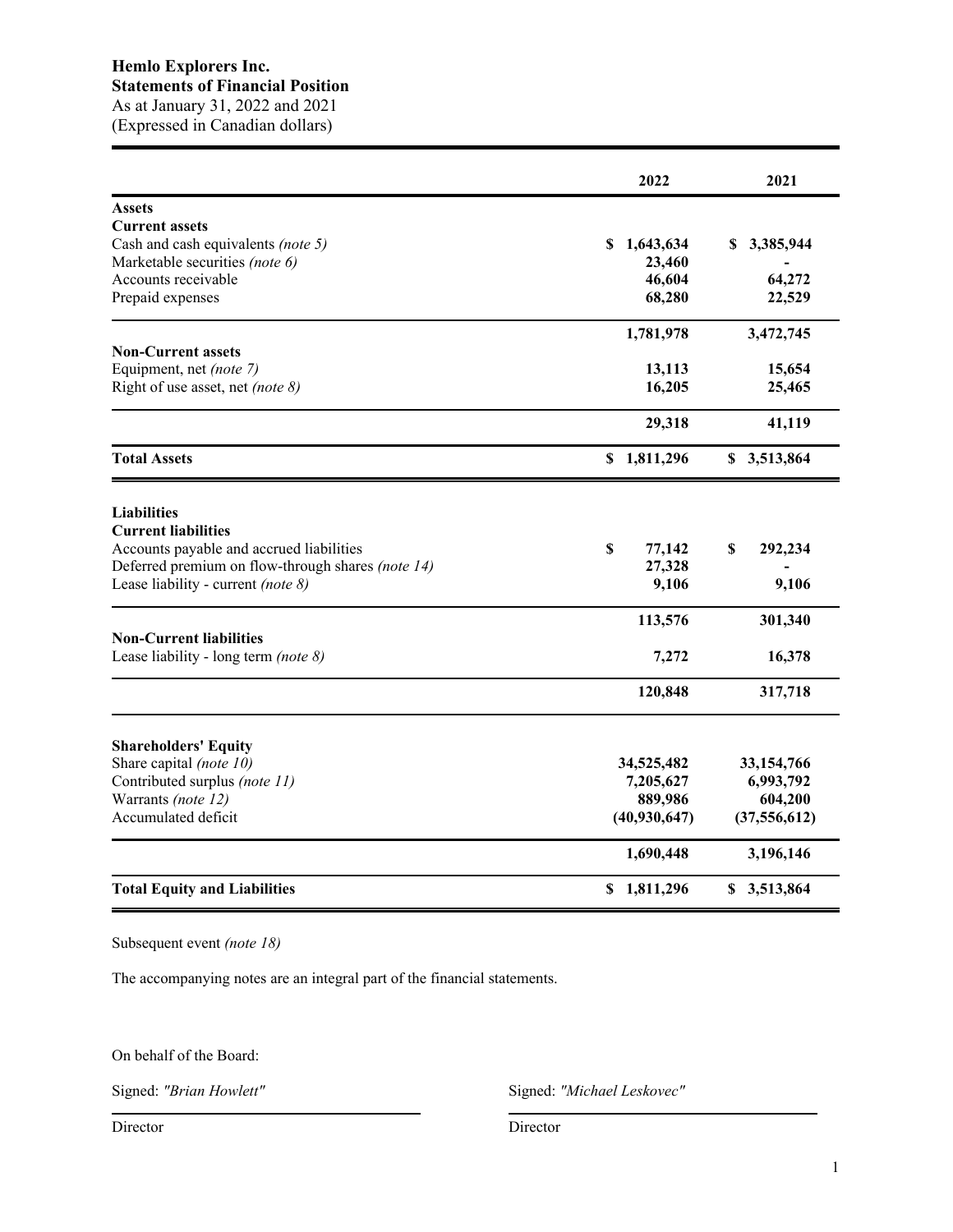**Hemlo Explorers Inc.**
**Statements of Financial Position**
As at January 31, 2022 and 2021
(Expressed in Canadian dollars)

| | 2022 | 2021 |
|---|---|---|
| **Assets** | | |
| **Current assets** | | |
| Cash and cash equivalents *(note 5)* | $ 1,643,634 | $ 3,385,944 |
| Marketable securities *(note 6)* | 23,460 | - |
| Accounts receivable | 46,604 | 64,272 |
| Prepaid expenses | 68,280 | 22,529 |
| | 1,781,978 | 3,472,745 |
| **Non-Current assets** | | |
| Equipment, net *(note 7)* | 13,113 | 15,654 |
| Right of use asset, net *(note 8)* | 16,205 | 25,465 |
| | 29,318 | 41,119 |
| **Total Assets** | $ 1,811,296 | $ 3,513,864 |
| | | |
| **Liabilities** | | |
| **Current liabilities** | | |
| Accounts payable and accrued liabilities | $ 77,142 | $ 292,234 |
| Deferred premium on flow-through shares *(note 14)* | 27,328 | - |
| Lease liability - current *(note 8)* | 9,106 | 9,106 |
| | 113,576 | 301,340 |
| **Non-Current liabilities** | | |
| Lease liability - long term *(note 8)* | 7,272 | 16,378 |
| | 120,848 | 317,718 |
| | | |
| **Shareholders' Equity** | | |
| Share capital *(note 10)* | 34,525,482 | 33,154,766 |
| Contributed surplus *(note 11)* | 7,205,627 | 6,993,792 |
| Warrants *(note 12)* | 889,986 | 604,200 |
| Accumulated deficit | (40,930,647) | (37,556,612) |
| | 1,690,448 | 3,196,146 |
| **Total Equity and Liabilities** | $ 1,811,296 | $ 3,513,864 |

Subsequent event *(note 18)*

The accompanying notes are an integral part of the financial statements.

On behalf of the Board:

Signed: *"Brian Howlett"* — Director

Signed: *"Michael Leskovec"* — Director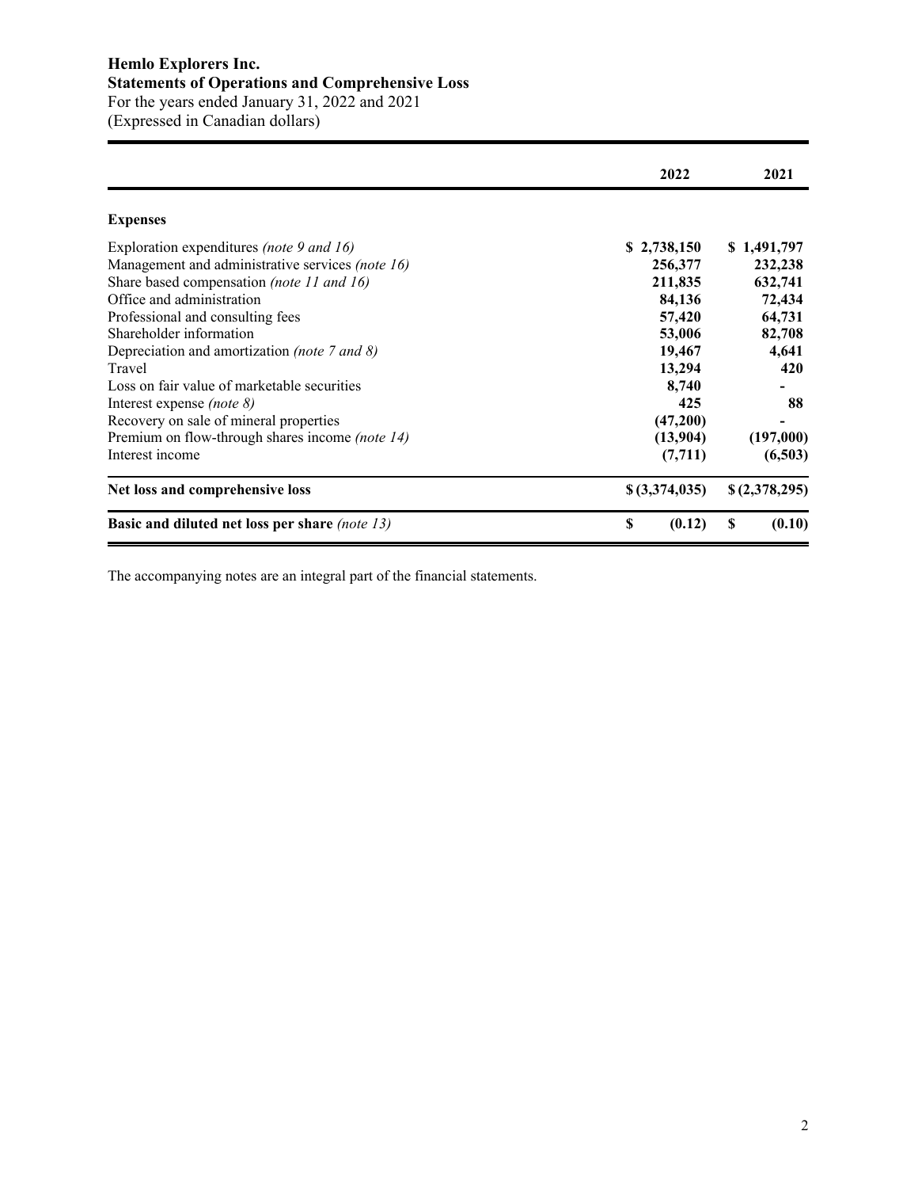# Hemlo Explorers Inc.

## Statements of Operations and Comprehensive Loss

For the years ended January 31, 2022 and 2021
(Expressed in Canadian dollars)

| | 2022 | 2021 |
|---|---|---|
| **Expenses** | | |
| Exploration expenditures *(note 9 and 16)* | **$ 2,738,150** | **$ 1,491,797** |
| Management and administrative services *(note 16)* | **256,377** | **232,238** |
| Share based compensation *(note 11 and 16)* | **211,835** | **632,741** |
| Office and administration | **84,136** | **72,434** |
| Professional and consulting fees | **57,420** | **64,731** |
| Shareholder information | **53,006** | **82,708** |
| Depreciation and amortization *(note 7 and 8)* | **19,467** | **4,641** |
| Travel | **13,294** | **420** |
| Loss on fair value of marketable securities | **8,740** | **-** |
| Interest expense *(note 8)* | **425** | **88** |
| Recovery on sale of mineral properties | **(47,200)** | **-** |
| Premium on flow-through shares income *(note 14)* | **(13,904)** | **(197,000)** |
| Interest income | **(7,711)** | **(6,503)** |
| **Net loss and comprehensive loss** | **$ (3,374,035)** | **$ (2,378,295)** |
| **Basic and diluted net loss per share** *(note 13)* | **$ (0.12)** | **$ (0.10)** |

The accompanying notes are an integral part of the financial statements.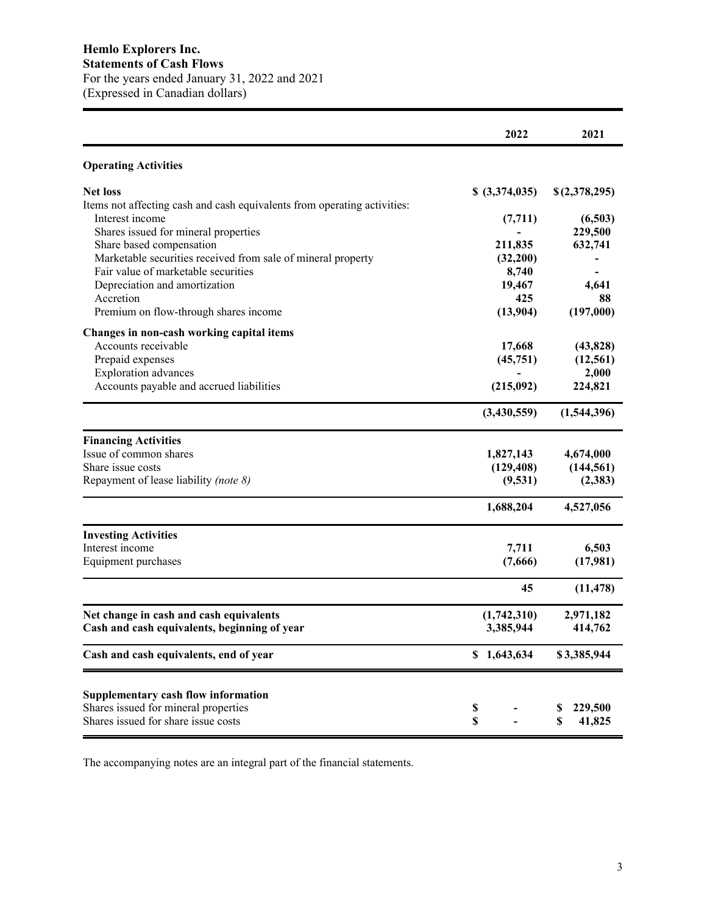**Hemlo Explorers Inc.**
**Statements of Cash Flows**
For the years ended January 31, 2022 and 2021
(Expressed in Canadian dollars)

| | 2022 | 2021 |
|---|---|---|
| **Operating Activities** | | |
| **Net loss** | $ (3,374,035) | $ (2,378,295) |
| Items not affecting cash and cash equivalents from operating activities: | | |
| Interest income | (7,711) | (6,503) |
| Shares issued for mineral properties | - | 229,500 |
| Share based compensation | 211,835 | 632,741 |
| Marketable securities received from sale of mineral property | (32,200) | - |
| Fair value of marketable securities | 8,740 | - |
| Depreciation and amortization | 19,467 | 4,641 |
| Accretion | 425 | 88 |
| Premium on flow-through shares income | (13,904) | (197,000) |
| **Changes in non-cash working capital items** | | |
| Accounts receivable | 17,668 | (43,828) |
| Prepaid expenses | (45,751) | (12,561) |
| Exploration advances | - | 2,000 |
| Accounts payable and accrued liabilities | (215,092) | 224,821 |
| | (3,430,559) | (1,544,396) |
| **Financing Activities** | | |
| Issue of common shares | 1,827,143 | 4,674,000 |
| Share issue costs | (129,408) | (144,561) |
| Repayment of lease liability *(note 8)* | (9,531) | (2,383) |
| | 1,688,204 | 4,527,056 |
| **Investing Activities** | | |
| Interest income | 7,711 | 6,503 |
| Equipment purchases | (7,666) | (17,981) |
| | 45 | (11,478) |
| **Net change in cash and cash equivalents** | (1,742,310) | 2,971,182 |
| **Cash and cash equivalents, beginning of year** | 3,385,944 | 414,762 |
| **Cash and cash equivalents, end of year** | $ 1,643,634 | $ 3,385,944 |
| **Supplementary cash flow information** | | |
| Shares issued for mineral properties | $ - | $ 229,500 |
| Shares issued for share issue costs | $ - | $ 41,825 |

The accompanying notes are an integral part of the financial statements.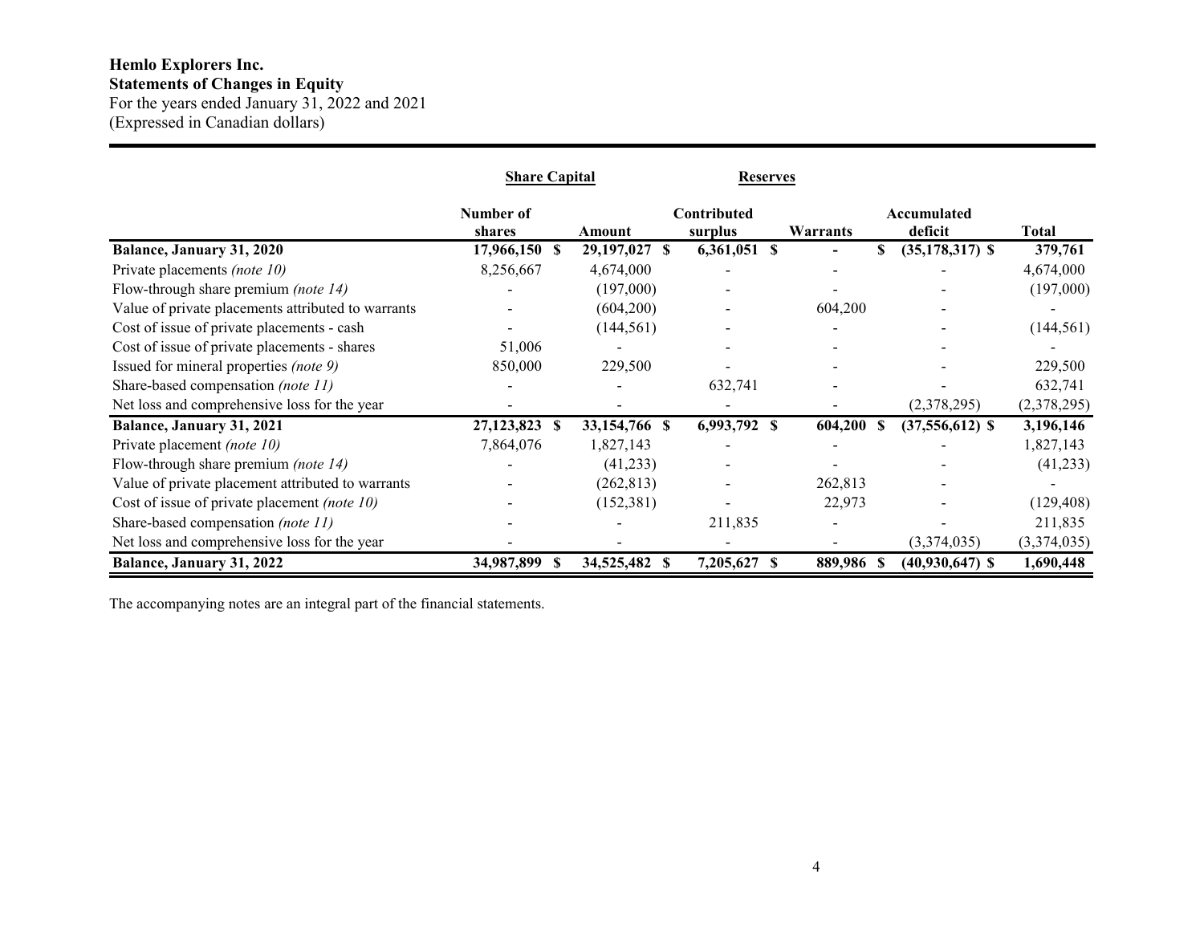**Hemlo Explorers Inc.**
**Statements of Changes in Equity**
For the years ended January 31, 2022 and 2021
(Expressed in Canadian dollars)

| | Share Capital | | Reserves | | | |
|---|---|---|---|---|---|---|
| | Number of shares | Amount | Contributed surplus | Warrants | Accumulated deficit | Total |
| **Balance, January 31, 2020** | **17,966,150** | **$ 29,197,027** | **$ 6,361,051** | **$ -** | **$ (35,178,317)** | **$ 379,761** |
| Private placements *(note 10)* | 8,256,667 | 4,674,000 | - | - | - | 4,674,000 |
| Flow-through share premium *(note 14)* | - | (197,000) | - | - | - | (197,000) |
| Value of private placements attributed to warrants | - | (604,200) | - | 604,200 | - | - |
| Cost of issue of private placements - cash | - | (144,561) | - | - | - | (144,561) |
| Cost of issue of private placements - shares | 51,006 | - | - | - | - | - |
| Issued for mineral properties *(note 9)* | 850,000 | 229,500 | - | - | - | 229,500 |
| Share-based compensation *(note 11)* | - | - | 632,741 | - | - | 632,741 |
| Net loss and comprehensive loss for the year | - | - | - | - | (2,378,295) | (2,378,295) |
| **Balance, January 31, 2021** | **27,123,823** | **$ 33,154,766** | **$ 6,993,792** | **$ 604,200** | **$ (37,556,612)** | **$ 3,196,146** |
| Private placement *(note 10)* | 7,864,076 | 1,827,143 | - | - | - | 1,827,143 |
| Flow-through share premium *(note 14)* | - | (41,233) | - | - | - | (41,233) |
| Value of private placement attributed to warrants | - | (262,813) | - | 262,813 | - | - |
| Cost of issue of private placement *(note 10)* | - | (152,381) | - | 22,973 | - | (129,408) |
| Share-based compensation *(note 11)* | - | - | 211,835 | - | - | 211,835 |
| Net loss and comprehensive loss for the year | - | - | - | - | (3,374,035) | (3,374,035) |
| **Balance, January 31, 2022** | **34,987,899** | **$ 34,525,482** | **$ 7,205,627** | **$ 889,986** | **$ (40,930,647)** | **$ 1,690,448** |

The accompanying notes are an integral part of the financial statements.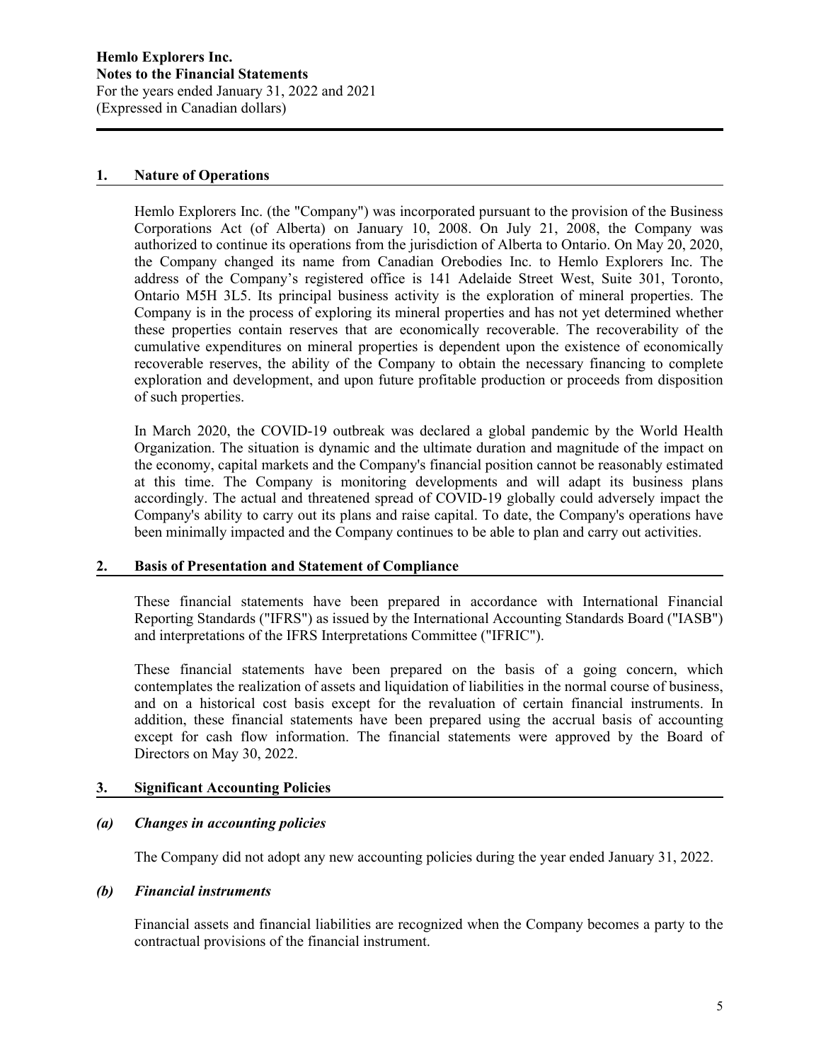## 1. Nature of Operations

Hemlo Explorers Inc. (the "Company") was incorporated pursuant to the provision of the Business Corporations Act (of Alberta) on January 10, 2008. On July 21, 2008, the Company was authorized to continue its operations from the jurisdiction of Alberta to Ontario. On May 20, 2020, the Company changed its name from Canadian Orebodies Inc. to Hemlo Explorers Inc. The address of the Company's registered office is 141 Adelaide Street West, Suite 301, Toronto, Ontario M5H 3L5. Its principal business activity is the exploration of mineral properties. The Company is in the process of exploring its mineral properties and has not yet determined whether these properties contain reserves that are economically recoverable. The recoverability of the cumulative expenditures on mineral properties is dependent upon the existence of economically recoverable reserves, the ability of the Company to obtain the necessary financing to complete exploration and development, and upon future profitable production or proceeds from disposition of such properties.

In March 2020, the COVID-19 outbreak was declared a global pandemic by the World Health Organization. The situation is dynamic and the ultimate duration and magnitude of the impact on the economy, capital markets and the Company's financial position cannot be reasonably estimated at this time. The Company is monitoring developments and will adapt its business plans accordingly. The actual and threatened spread of COVID-19 globally could adversely impact the Company's ability to carry out its plans and raise capital. To date, the Company's operations have been minimally impacted and the Company continues to be able to plan and carry out activities.

## 2. Basis of Presentation and Statement of Compliance

These financial statements have been prepared in accordance with International Financial Reporting Standards ("IFRS") as issued by the International Accounting Standards Board ("IASB") and interpretations of the IFRS Interpretations Committee ("IFRIC").

These financial statements have been prepared on the basis of a going concern, which contemplates the realization of assets and liquidation of liabilities in the normal course of business, and on a historical cost basis except for the revaluation of certain financial instruments. In addition, these financial statements have been prepared using the accrual basis of accounting except for cash flow information. The financial statements were approved by the Board of Directors on May 30, 2022.

## 3. Significant Accounting Policies

### *(a) Changes in accounting policies*

The Company did not adopt any new accounting policies during the year ended January 31, 2022.

### *(b) Financial instruments*

Financial assets and financial liabilities are recognized when the Company becomes a party to the contractual provisions of the financial instrument.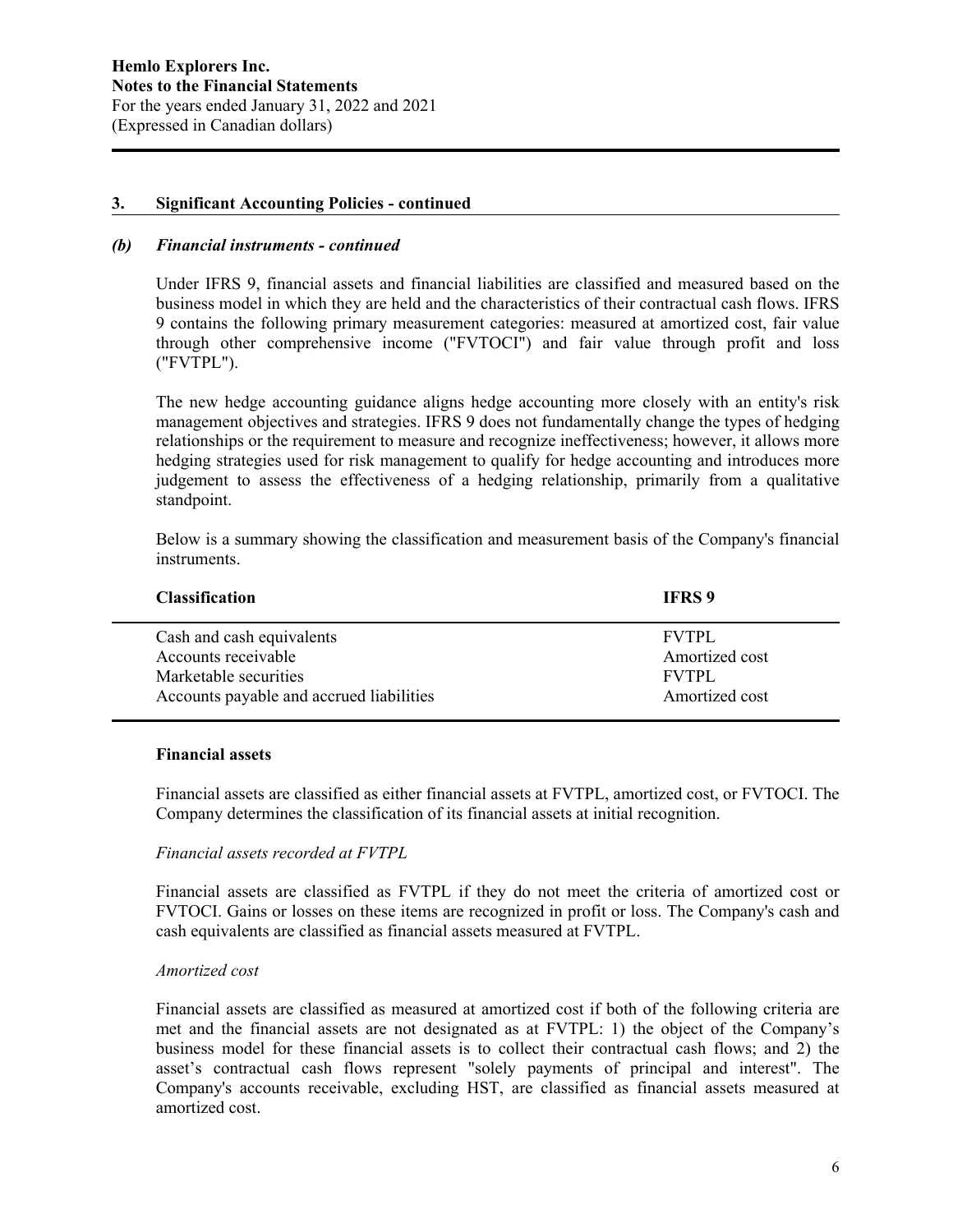## 3. Significant Accounting Policies - continued

### *(b) Financial instruments - continued*

Under IFRS 9, financial assets and financial liabilities are classified and measured based on the business model in which they are held and the characteristics of their contractual cash flows. IFRS 9 contains the following primary measurement categories: measured at amortized cost, fair value through other comprehensive income ("FVTOCI") and fair value through profit and loss ("FVTPL").

The new hedge accounting guidance aligns hedge accounting more closely with an entity's risk management objectives and strategies. IFRS 9 does not fundamentally change the types of hedging relationships or the requirement to measure and recognize ineffectiveness; however, it allows more hedging strategies used for risk management to qualify for hedge accounting and introduces more judgement to assess the effectiveness of a hedging relationship, primarily from a qualitative standpoint.

Below is a summary showing the classification and measurement basis of the Company's financial instruments.

| Classification | IFRS 9 |
|---|---|
| Cash and cash equivalents | FVTPL |
| Accounts receivable | Amortized cost |
| Marketable securities | FVTPL |
| Accounts payable and accrued liabilities | Amortized cost |

**Financial assets**

Financial assets are classified as either financial assets at FVTPL, amortized cost, or FVTOCI. The Company determines the classification of its financial assets at initial recognition.

*Financial assets recorded at FVTPL*

Financial assets are classified as FVTPL if they do not meet the criteria of amortized cost or FVTOCI. Gains or losses on these items are recognized in profit or loss. The Company's cash and cash equivalents are classified as financial assets measured at FVTPL.

*Amortized cost*

Financial assets are classified as measured at amortized cost if both of the following criteria are met and the financial assets are not designated as at FVTPL: 1) the object of the Company's business model for these financial assets is to collect their contractual cash flows; and 2) the asset's contractual cash flows represent "solely payments of principal and interest". The Company's accounts receivable, excluding HST, are classified as financial assets measured at amortized cost.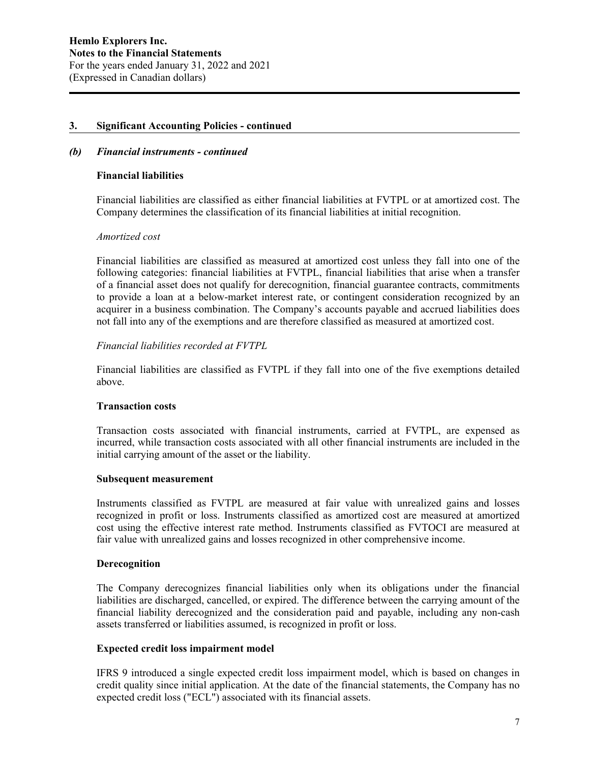## 3. Significant Accounting Policies - continued

### *(b) Financial instruments - continued*

**Financial liabilities**

Financial liabilities are classified as either financial liabilities at FVTPL or at amortized cost. The Company determines the classification of its financial liabilities at initial recognition.

*Amortized cost*

Financial liabilities are classified as measured at amortized cost unless they fall into one of the following categories: financial liabilities at FVTPL, financial liabilities that arise when a transfer of a financial asset does not qualify for derecognition, financial guarantee contracts, commitments to provide a loan at a below-market interest rate, or contingent consideration recognized by an acquirer in a business combination. The Company's accounts payable and accrued liabilities does not fall into any of the exemptions and are therefore classified as measured at amortized cost.

*Financial liabilities recorded at FVTPL*

Financial liabilities are classified as FVTPL if they fall into one of the five exemptions detailed above.

**Transaction costs**

Transaction costs associated with financial instruments, carried at FVTPL, are expensed as incurred, while transaction costs associated with all other financial instruments are included in the initial carrying amount of the asset or the liability.

**Subsequent measurement**

Instruments classified as FVTPL are measured at fair value with unrealized gains and losses recognized in profit or loss. Instruments classified as amortized cost are measured at amortized cost using the effective interest rate method. Instruments classified as FVTOCI are measured at fair value with unrealized gains and losses recognized in other comprehensive income.

**Derecognition**

The Company derecognizes financial liabilities only when its obligations under the financial liabilities are discharged, cancelled, or expired. The difference between the carrying amount of the financial liability derecognized and the consideration paid and payable, including any non-cash assets transferred or liabilities assumed, is recognized in profit or loss.

**Expected credit loss impairment model**

IFRS 9 introduced a single expected credit loss impairment model, which is based on changes in credit quality since initial application. At the date of the financial statements, the Company has no expected credit loss ("ECL") associated with its financial assets.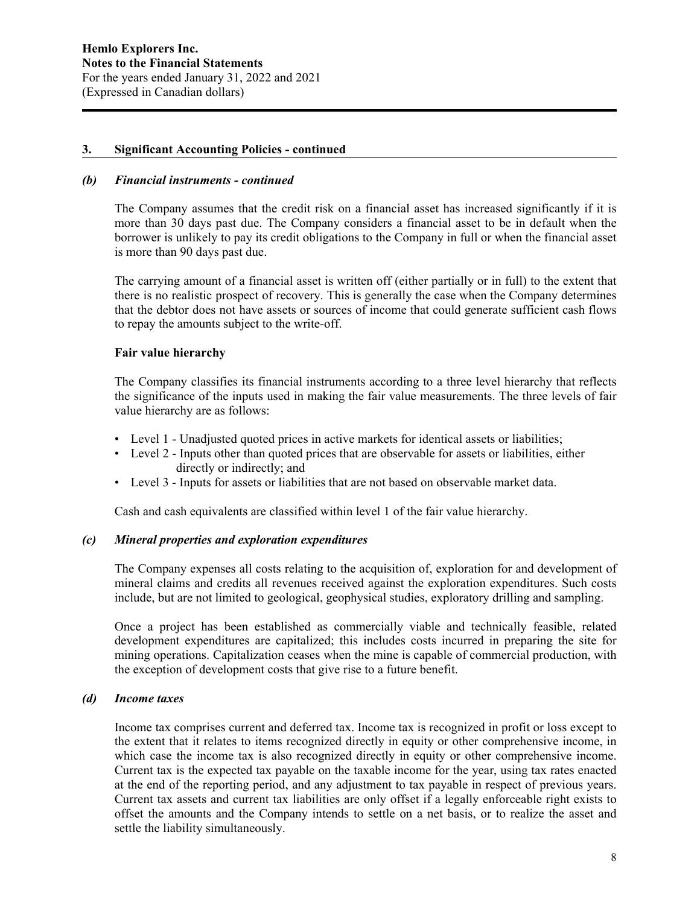## 3. Significant Accounting Policies - continued

### *(b) Financial instruments - continued*

The Company assumes that the credit risk on a financial asset has increased significantly if it is more than 30 days past due. The Company considers a financial asset to be in default when the borrower is unlikely to pay its credit obligations to the Company in full or when the financial asset is more than 90 days past due.

The carrying amount of a financial asset is written off (either partially or in full) to the extent that there is no realistic prospect of recovery. This is generally the case when the Company determines that the debtor does not have assets or sources of income that could generate sufficient cash flows to repay the amounts subject to the write-off.

**Fair value hierarchy**

The Company classifies its financial instruments according to a three level hierarchy that reflects the significance of the inputs used in making the fair value measurements. The three levels of fair value hierarchy are as follows:

- Level 1 - Unadjusted quoted prices in active markets for identical assets or liabilities;
- Level 2 - Inputs other than quoted prices that are observable for assets or liabilities, either directly or indirectly; and
- Level 3 - Inputs for assets or liabilities that are not based on observable market data.

Cash and cash equivalents are classified within level 1 of the fair value hierarchy.

### *(c) Mineral properties and exploration expenditures*

The Company expenses all costs relating to the acquisition of, exploration for and development of mineral claims and credits all revenues received against the exploration expenditures. Such costs include, but are not limited to geological, geophysical studies, exploratory drilling and sampling.

Once a project has been established as commercially viable and technically feasible, related development expenditures are capitalized; this includes costs incurred in preparing the site for mining operations. Capitalization ceases when the mine is capable of commercial production, with the exception of development costs that give rise to a future benefit.

### *(d) Income taxes*

Income tax comprises current and deferred tax. Income tax is recognized in profit or loss except to the extent that it relates to items recognized directly in equity or other comprehensive income, in which case the income tax is also recognized directly in equity or other comprehensive income. Current tax is the expected tax payable on the taxable income for the year, using tax rates enacted at the end of the reporting period, and any adjustment to tax payable in respect of previous years. Current tax assets and current tax liabilities are only offset if a legally enforceable right exists to offset the amounts and the Company intends to settle on a net basis, or to realize the asset and settle the liability simultaneously.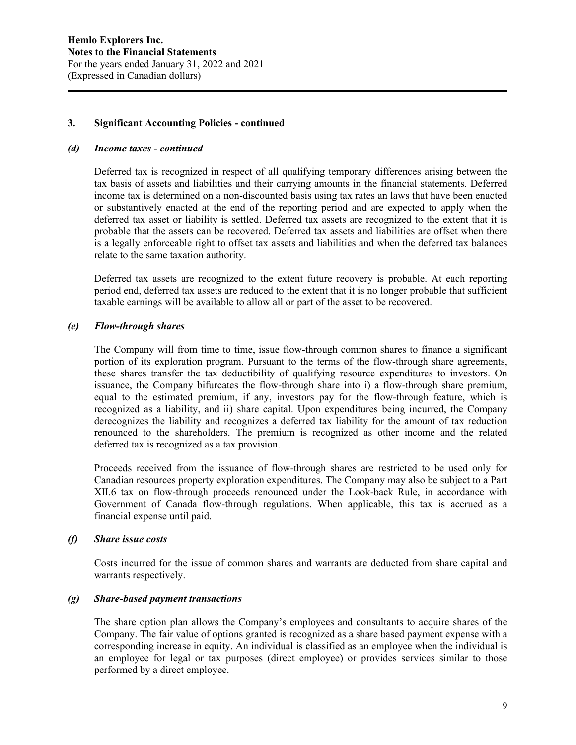## 3. Significant Accounting Policies - continued

### *(d) Income taxes - continued*

Deferred tax is recognized in respect of all qualifying temporary differences arising between the tax basis of assets and liabilities and their carrying amounts in the financial statements. Deferred income tax is determined on a non-discounted basis using tax rates an laws that have been enacted or substantively enacted at the end of the reporting period and are expected to apply when the deferred tax asset or liability is settled. Deferred tax assets are recognized to the extent that it is probable that the assets can be recovered. Deferred tax assets and liabilities are offset when there is a legally enforceable right to offset tax assets and liabilities and when the deferred tax balances relate to the same taxation authority.

Deferred tax assets are recognized to the extent future recovery is probable. At each reporting period end, deferred tax assets are reduced to the extent that it is no longer probable that sufficient taxable earnings will be available to allow all or part of the asset to be recovered.

### *(e) Flow-through shares*

The Company will from time to time, issue flow-through common shares to finance a significant portion of its exploration program. Pursuant to the terms of the flow-through share agreements, these shares transfer the tax deductibility of qualifying resource expenditures to investors. On issuance, the Company bifurcates the flow-through share into i) a flow-through share premium, equal to the estimated premium, if any, investors pay for the flow-through feature, which is recognized as a liability, and ii) share capital. Upon expenditures being incurred, the Company derecognizes the liability and recognizes a deferred tax liability for the amount of tax reduction renounced to the shareholders. The premium is recognized as other income and the related deferred tax is recognized as a tax provision.

Proceeds received from the issuance of flow-through shares are restricted to be used only for Canadian resources property exploration expenditures. The Company may also be subject to a Part XII.6 tax on flow-through proceeds renounced under the Look-back Rule, in accordance with Government of Canada flow-through regulations. When applicable, this tax is accrued as a financial expense until paid.

### *(f) Share issue costs*

Costs incurred for the issue of common shares and warrants are deducted from share capital and warrants respectively.

### *(g) Share-based payment transactions*

The share option plan allows the Company's employees and consultants to acquire shares of the Company. The fair value of options granted is recognized as a share based payment expense with a corresponding increase in equity. An individual is classified as an employee when the individual is an employee for legal or tax purposes (direct employee) or provides services similar to those performed by a direct employee.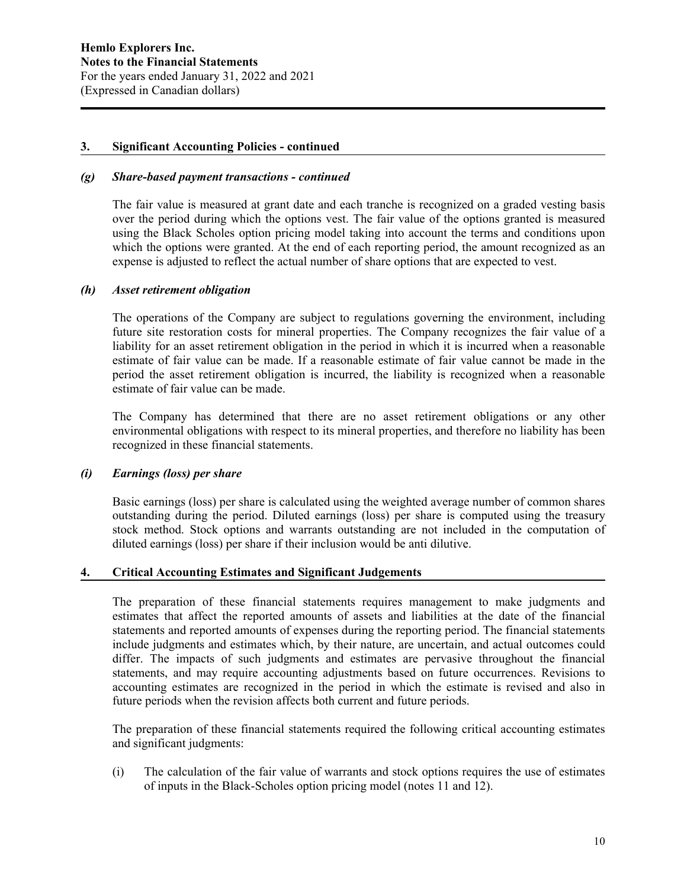## 3. Significant Accounting Policies - continued

### *(g) Share-based payment transactions - continued*

The fair value is measured at grant date and each tranche is recognized on a graded vesting basis over the period during which the options vest. The fair value of the options granted is measured using the Black Scholes option pricing model taking into account the terms and conditions upon which the options were granted. At the end of each reporting period, the amount recognized as an expense is adjusted to reflect the actual number of share options that are expected to vest.

### *(h) Asset retirement obligation*

The operations of the Company are subject to regulations governing the environment, including future site restoration costs for mineral properties. The Company recognizes the fair value of a liability for an asset retirement obligation in the period in which it is incurred when a reasonable estimate of fair value can be made. If a reasonable estimate of fair value cannot be made in the period the asset retirement obligation is incurred, the liability is recognized when a reasonable estimate of fair value can be made.

The Company has determined that there are no asset retirement obligations or any other environmental obligations with respect to its mineral properties, and therefore no liability has been recognized in these financial statements.

### *(i) Earnings (loss) per share*

Basic earnings (loss) per share is calculated using the weighted average number of common shares outstanding during the period. Diluted earnings (loss) per share is computed using the treasury stock method. Stock options and warrants outstanding are not included in the computation of diluted earnings (loss) per share if their inclusion would be anti dilutive.

## 4. Critical Accounting Estimates and Significant Judgements

The preparation of these financial statements requires management to make judgments and estimates that affect the reported amounts of assets and liabilities at the date of the financial statements and reported amounts of expenses during the reporting period. The financial statements include judgments and estimates which, by their nature, are uncertain, and actual outcomes could differ. The impacts of such judgments and estimates are pervasive throughout the financial statements, and may require accounting adjustments based on future occurrences. Revisions to accounting estimates are recognized in the period in which the estimate is revised and also in future periods when the revision affects both current and future periods.

The preparation of these financial statements required the following critical accounting estimates and significant judgments:

(i) The calculation of the fair value of warrants and stock options requires the use of estimates of inputs in the Black-Scholes option pricing model (notes 11 and 12).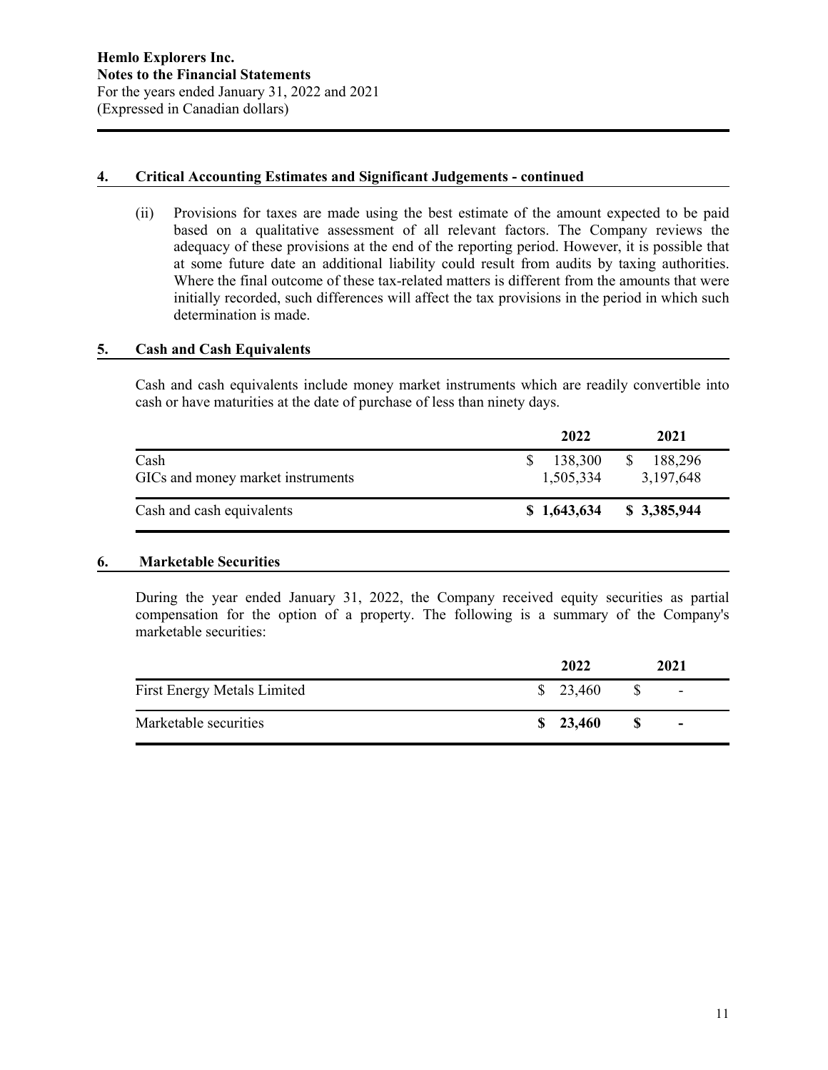## 4. Critical Accounting Estimates and Significant Judgements - continued

(ii) Provisions for taxes are made using the best estimate of the amount expected to be paid based on a qualitative assessment of all relevant factors. The Company reviews the adequacy of these provisions at the end of the reporting period. However, it is possible that at some future date an additional liability could result from audits by taxing authorities. Where the final outcome of these tax-related matters is different from the amounts that were initially recorded, such differences will affect the tax provisions in the period in which such determination is made.

## 5. Cash and Cash Equivalents

Cash and cash equivalents include money market instruments which are readily convertible into cash or have maturities at the date of purchase of less than ninety days.

| | 2022 | 2021 |
|---|---|---|
| Cash | $ 138,300 | $ 188,296 |
| GICs and money market instruments | 1,505,334 | 3,197,648 |
| Cash and cash equivalents | **$ 1,643,634** | **$ 3,385,944** |

## 6. Marketable Securities

During the year ended January 31, 2022, the Company received equity securities as partial compensation for the option of a property. The following is a summary of the Company's marketable securities:

| | 2022 | 2021 |
|---|---|---|
| First Energy Metals Limited | $ 23,460 | $ - |
| Marketable securities | **$ 23,460** | **$ -** |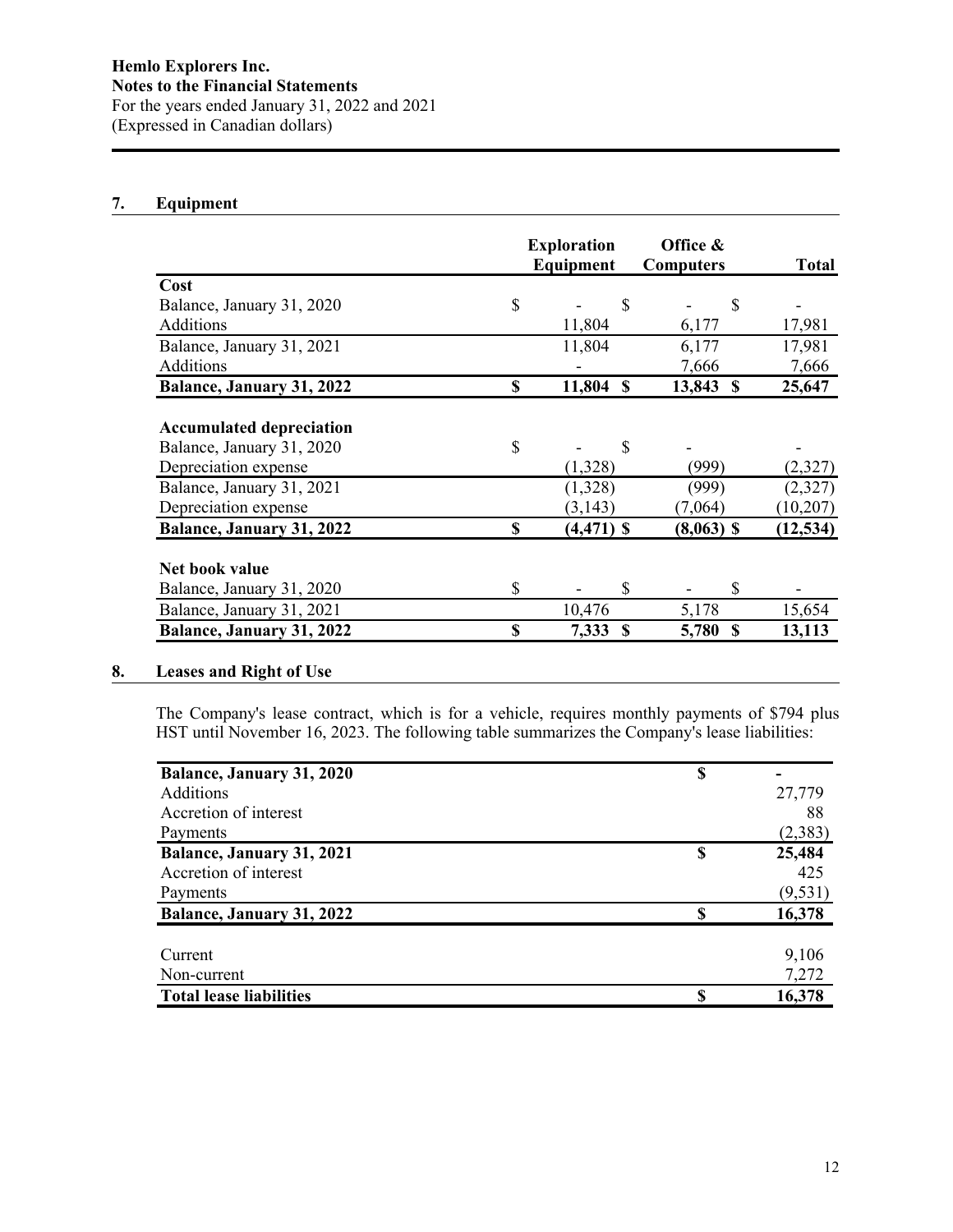**Hemlo Explorers Inc.**
**Notes to the Financial Statements**
For the years ended January 31, 2022 and 2021
(Expressed in Canadian dollars)

## 7. Equipment

| | Exploration Equipment | Office & Computers | Total |
|---|---|---|---|
| **Cost** | | | |
| Balance, January 31, 2020 | $ - | $ - | $ - |
| Additions | 11,804 | 6,177 | 17,981 |
| Balance, January 31, 2021 | 11,804 | 6,177 | 17,981 |
| Additions | - | 7,666 | 7,666 |
| **Balance, January 31, 2022** | **$ 11,804** | **$ 13,843** | **$ 25,647** |
| **Accumulated depreciation** | | | |
| Balance, January 31, 2020 | $ - | $ - | - |
| Depreciation expense | (1,328) | (999) | (2,327) |
| Balance, January 31, 2021 | (1,328) | (999) | (2,327) |
| Depreciation expense | (3,143) | (7,064) | (10,207) |
| **Balance, January 31, 2022** | **$ (4,471)** | **$ (8,063)** | **$ (12,534)** |
| **Net book value** | | | |
| Balance, January 31, 2020 | $ - | $ - | $ - |
| Balance, January 31, 2021 | 10,476 | 5,178 | 15,654 |
| **Balance, January 31, 2022** | **$ 7,333** | **$ 5,780** | **$ 13,113** |

## 8. Leases and Right of Use

The Company's lease contract, which is for a vehicle, requires monthly payments of $794 plus HST until November 16, 2023. The following table summarizes the Company's lease liabilities:

| | |
|---|---|
| **Balance, January 31, 2020** | **$ -** |
| Additions | 27,779 |
| Accretion of interest | 88 |
| Payments | (2,383) |
| **Balance, January 31, 2021** | **$ 25,484** |
| Accretion of interest | 425 |
| Payments | (9,531) |
| **Balance, January 31, 2022** | **$ 16,378** |
| | |
| Current | 9,106 |
| Non-current | 7,272 |
| **Total lease liabilities** | **$ 16,378** |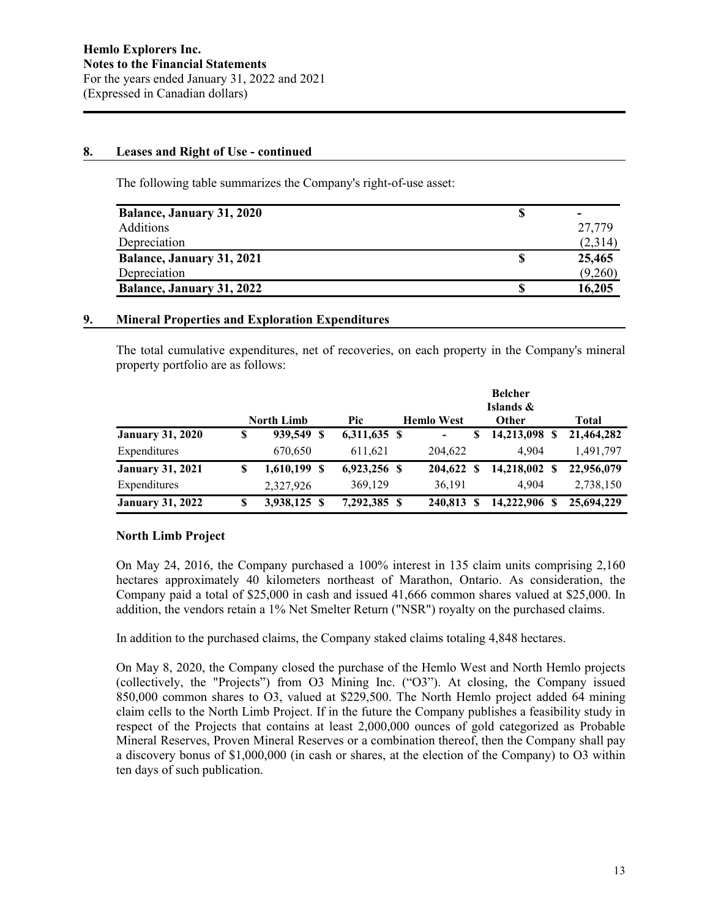## 8. Leases and Right of Use - continued

The following table summarizes the Company's right-of-use asset:

| | | |
|---|---|---|
| **Balance, January 31, 2020** | **$** | **-** |
| Additions | | 27,779 |
| Depreciation | | (2,314) |
| **Balance, January 31, 2021** | **$** | **25,465** |
| Depreciation | | (9,260) |
| **Balance, January 31, 2022** | **$** | **16,205** |

## 9. Mineral Properties and Exploration Expenditures

The total cumulative expenditures, net of recoveries, on each property in the Company's mineral property portfolio are as follows:

| | North Limb | Pic | Hemlo West | Belcher Islands & Other | Total |
|---|---|---|---|---|---|
| **January 31, 2020** | **$ 939,549** | **$ 6,311,635** | **$ -** | **$ 14,213,098** | **$ 21,464,282** |
| Expenditures | 670,650 | 611,621 | 204,622 | 4,904 | 1,491,797 |
| **January 31, 2021** | **$ 1,610,199** | **$ 6,923,256** | **$ 204,622** | **$ 14,218,002** | **$ 22,956,079** |
| Expenditures | 2,327,926 | 369,129 | 36,191 | 4,904 | 2,738,150 |
| **January 31, 2022** | **$ 3,938,125** | **$ 7,292,385** | **$ 240,813** | **$ 14,222,906** | **$ 25,694,229** |

### North Limb Project

On May 24, 2016, the Company purchased a 100% interest in 135 claim units comprising 2,160 hectares approximately 40 kilometers northeast of Marathon, Ontario. As consideration, the Company paid a total of $25,000 in cash and issued 41,666 common shares valued at $25,000. In addition, the vendors retain a 1% Net Smelter Return ("NSR") royalty on the purchased claims.

In addition to the purchased claims, the Company staked claims totaling 4,848 hectares.

On May 8, 2020, the Company closed the purchase of the Hemlo West and North Hemlo projects (collectively, the "Projects") from O3 Mining Inc. ("O3"). At closing, the Company issued 850,000 common shares to O3, valued at $229,500. The North Hemlo project added 64 mining claim cells to the North Limb Project. If in the future the Company publishes a feasibility study in respect of the Projects that contains at least 2,000,000 ounces of gold categorized as Probable Mineral Reserves, Proven Mineral Reserves or a combination thereof, then the Company shall pay a discovery bonus of $1,000,000 (in cash or shares, at the election of the Company) to O3 within ten days of such publication.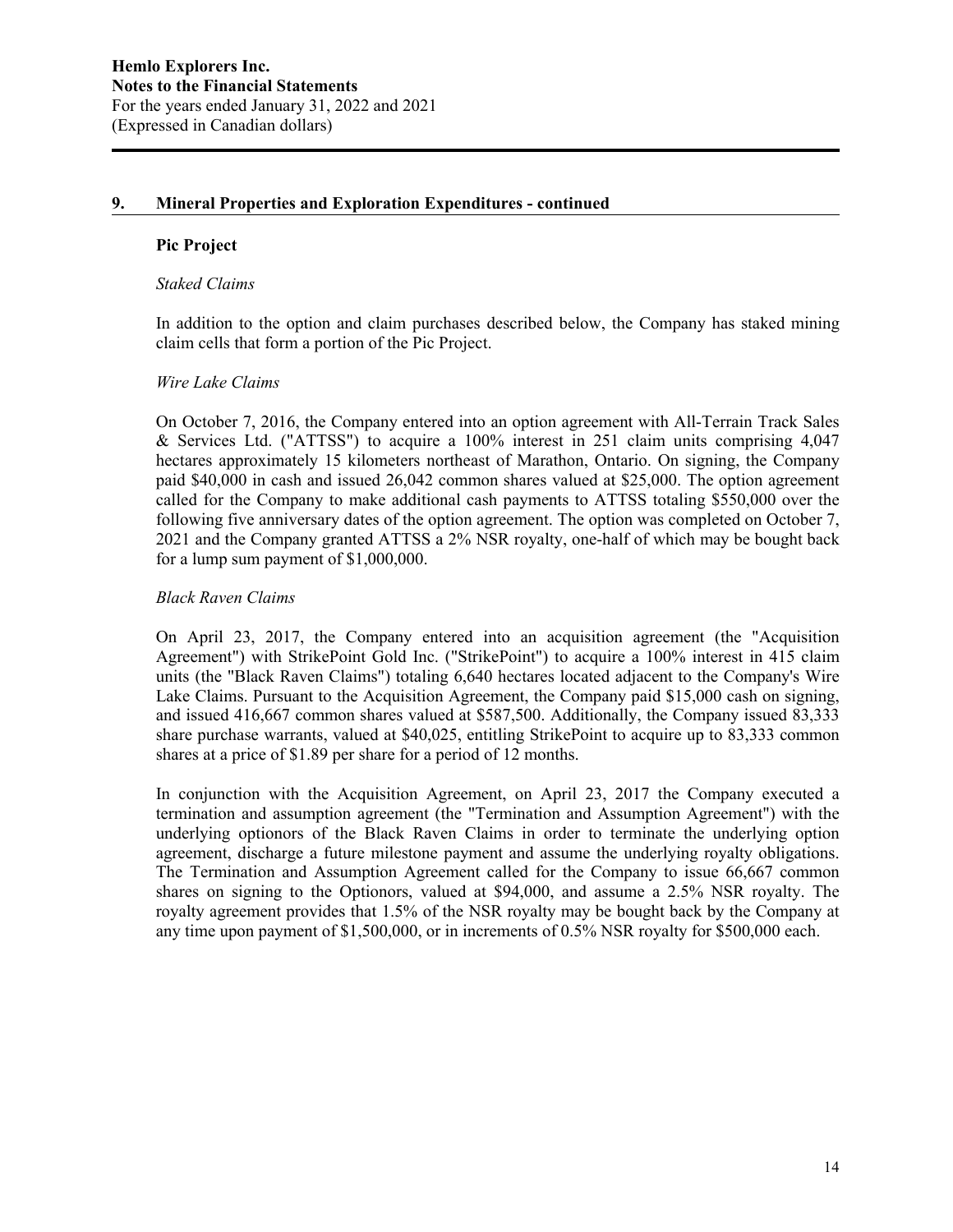## 9. Mineral Properties and Exploration Expenditures - continued

### Pic Project

*Staked Claims*

In addition to the option and claim purchases described below, the Company has staked mining claim cells that form a portion of the Pic Project.

*Wire Lake Claims*

On October 7, 2016, the Company entered into an option agreement with All-Terrain Track Sales & Services Ltd. ("ATTSS") to acquire a 100% interest in 251 claim units comprising 4,047 hectares approximately 15 kilometers northeast of Marathon, Ontario. On signing, the Company paid $40,000 in cash and issued 26,042 common shares valued at $25,000. The option agreement called for the Company to make additional cash payments to ATTSS totaling $550,000 over the following five anniversary dates of the option agreement. The option was completed on October 7, 2021 and the Company granted ATTSS a 2% NSR royalty, one-half of which may be bought back for a lump sum payment of $1,000,000.

*Black Raven Claims*

On April 23, 2017, the Company entered into an acquisition agreement (the "Acquisition Agreement") with StrikePoint Gold Inc. ("StrikePoint") to acquire a 100% interest in 415 claim units (the "Black Raven Claims") totaling 6,640 hectares located adjacent to the Company's Wire Lake Claims. Pursuant to the Acquisition Agreement, the Company paid $15,000 cash on signing, and issued 416,667 common shares valued at $587,500. Additionally, the Company issued 83,333 share purchase warrants, valued at $40,025, entitling StrikePoint to acquire up to 83,333 common shares at a price of $1.89 per share for a period of 12 months.

In conjunction with the Acquisition Agreement, on April 23, 2017 the Company executed a termination and assumption agreement (the "Termination and Assumption Agreement") with the underlying optionors of the Black Raven Claims in order to terminate the underlying option agreement, discharge a future milestone payment and assume the underlying royalty obligations. The Termination and Assumption Agreement called for the Company to issue 66,667 common shares on signing to the Optionors, valued at $94,000, and assume a 2.5% NSR royalty. The royalty agreement provides that 1.5% of the NSR royalty may be bought back by the Company at any time upon payment of $1,500,000, or in increments of 0.5% NSR royalty for $500,000 each.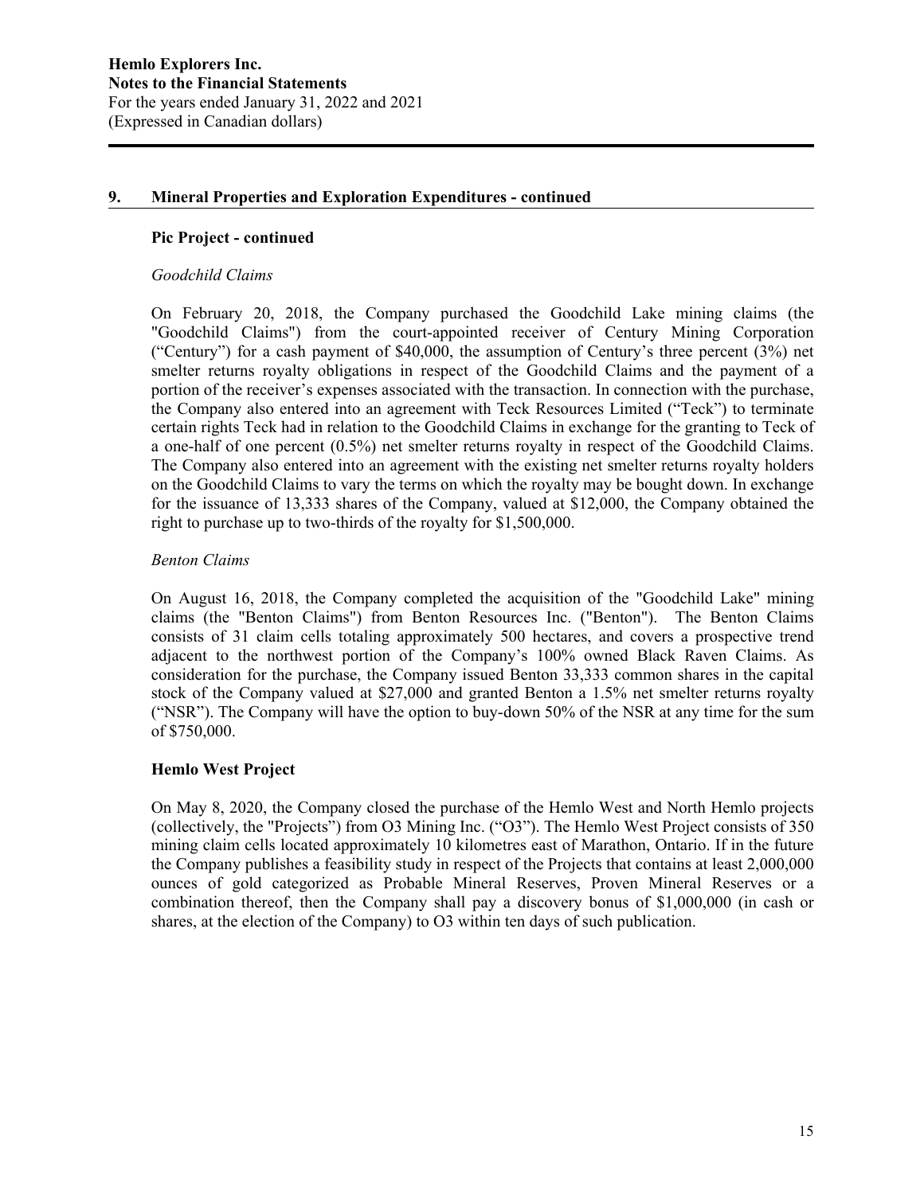## 9. Mineral Properties and Exploration Expenditures - continued

### Pic Project - continued

*Goodchild Claims*

On February 20, 2018, the Company purchased the Goodchild Lake mining claims (the "Goodchild Claims") from the court-appointed receiver of Century Mining Corporation ("Century") for a cash payment of $40,000, the assumption of Century's three percent (3%) net smelter returns royalty obligations in respect of the Goodchild Claims and the payment of a portion of the receiver's expenses associated with the transaction. In connection with the purchase, the Company also entered into an agreement with Teck Resources Limited ("Teck") to terminate certain rights Teck had in relation to the Goodchild Claims in exchange for the granting to Teck of a one-half of one percent (0.5%) net smelter returns royalty in respect of the Goodchild Claims. The Company also entered into an agreement with the existing net smelter returns royalty holders on the Goodchild Claims to vary the terms on which the royalty may be bought down. In exchange for the issuance of 13,333 shares of the Company, valued at $12,000, the Company obtained the right to purchase up to two-thirds of the royalty for $1,500,000.

*Benton Claims*

On August 16, 2018, the Company completed the acquisition of the "Goodchild Lake" mining claims (the "Benton Claims") from Benton Resources Inc. ("Benton"). The Benton Claims consists of 31 claim cells totaling approximately 500 hectares, and covers a prospective trend adjacent to the northwest portion of the Company's 100% owned Black Raven Claims. As consideration for the purchase, the Company issued Benton 33,333 common shares in the capital stock of the Company valued at $27,000 and granted Benton a 1.5% net smelter returns royalty ("NSR"). The Company will have the option to buy-down 50% of the NSR at any time for the sum of $750,000.

### Hemlo West Project

On May 8, 2020, the Company closed the purchase of the Hemlo West and North Hemlo projects (collectively, the "Projects") from O3 Mining Inc. ("O3"). The Hemlo West Project consists of 350 mining claim cells located approximately 10 kilometres east of Marathon, Ontario. If in the future the Company publishes a feasibility study in respect of the Projects that contains at least 2,000,000 ounces of gold categorized as Probable Mineral Reserves, Proven Mineral Reserves or a combination thereof, then the Company shall pay a discovery bonus of $1,000,000 (in cash or shares, at the election of the Company) to O3 within ten days of such publication.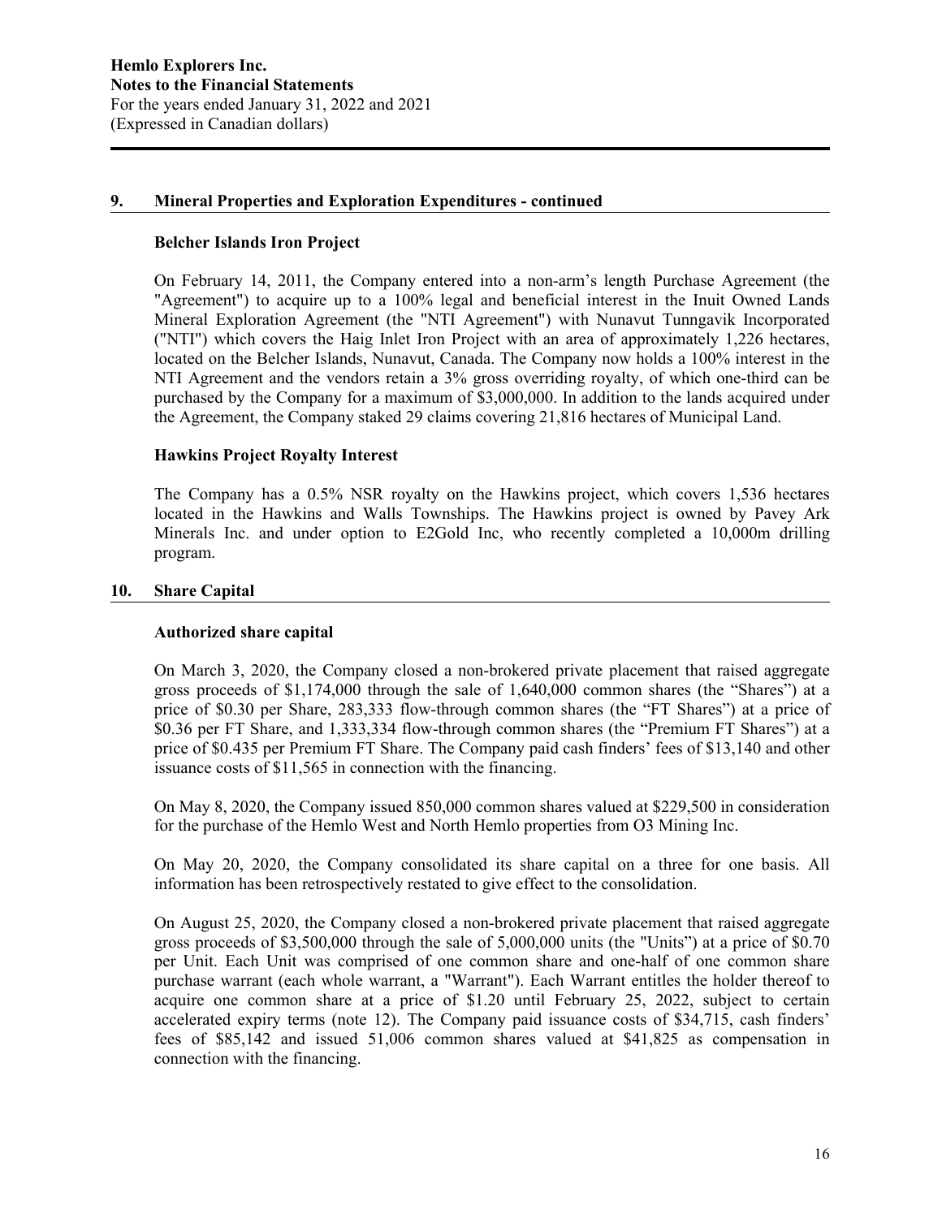## 9. Mineral Properties and Exploration Expenditures - continued

### Belcher Islands Iron Project

On February 14, 2011, the Company entered into a non-arm's length Purchase Agreement (the "Agreement") to acquire up to a 100% legal and beneficial interest in the Inuit Owned Lands Mineral Exploration Agreement (the "NTI Agreement") with Nunavut Tunngavik Incorporated ("NTI") which covers the Haig Inlet Iron Project with an area of approximately 1,226 hectares, located on the Belcher Islands, Nunavut, Canada. The Company now holds a 100% interest in the NTI Agreement and the vendors retain a 3% gross overriding royalty, of which one-third can be purchased by the Company for a maximum of $3,000,000. In addition to the lands acquired under the Agreement, the Company staked 29 claims covering 21,816 hectares of Municipal Land.

### Hawkins Project Royalty Interest

The Company has a 0.5% NSR royalty on the Hawkins project, which covers 1,536 hectares located in the Hawkins and Walls Townships. The Hawkins project is owned by Pavey Ark Minerals Inc. and under option to E2Gold Inc, who recently completed a 10,000m drilling program.

## 10. Share Capital

### Authorized share capital

On March 3, 2020, the Company closed a non-brokered private placement that raised aggregate gross proceeds of $1,174,000 through the sale of 1,640,000 common shares (the "Shares") at a price of $0.30 per Share, 283,333 flow-through common shares (the "FT Shares") at a price of $0.36 per FT Share, and 1,333,334 flow-through common shares (the "Premium FT Shares") at a price of $0.435 per Premium FT Share. The Company paid cash finders' fees of $13,140 and other issuance costs of $11,565 in connection with the financing.

On May 8, 2020, the Company issued 850,000 common shares valued at $229,500 in consideration for the purchase of the Hemlo West and North Hemlo properties from O3 Mining Inc.

On May 20, 2020, the Company consolidated its share capital on a three for one basis. All information has been retrospectively restated to give effect to the consolidation.

On August 25, 2020, the Company closed a non-brokered private placement that raised aggregate gross proceeds of $3,500,000 through the sale of 5,000,000 units (the "Units") at a price of $0.70 per Unit. Each Unit was comprised of one common share and one-half of one common share purchase warrant (each whole warrant, a "Warrant"). Each Warrant entitles the holder thereof to acquire one common share at a price of $1.20 until February 25, 2022, subject to certain accelerated expiry terms (note 12). The Company paid issuance costs of $34,715, cash finders' fees of $85,142 and issued 51,006 common shares valued at $41,825 as compensation in connection with the financing.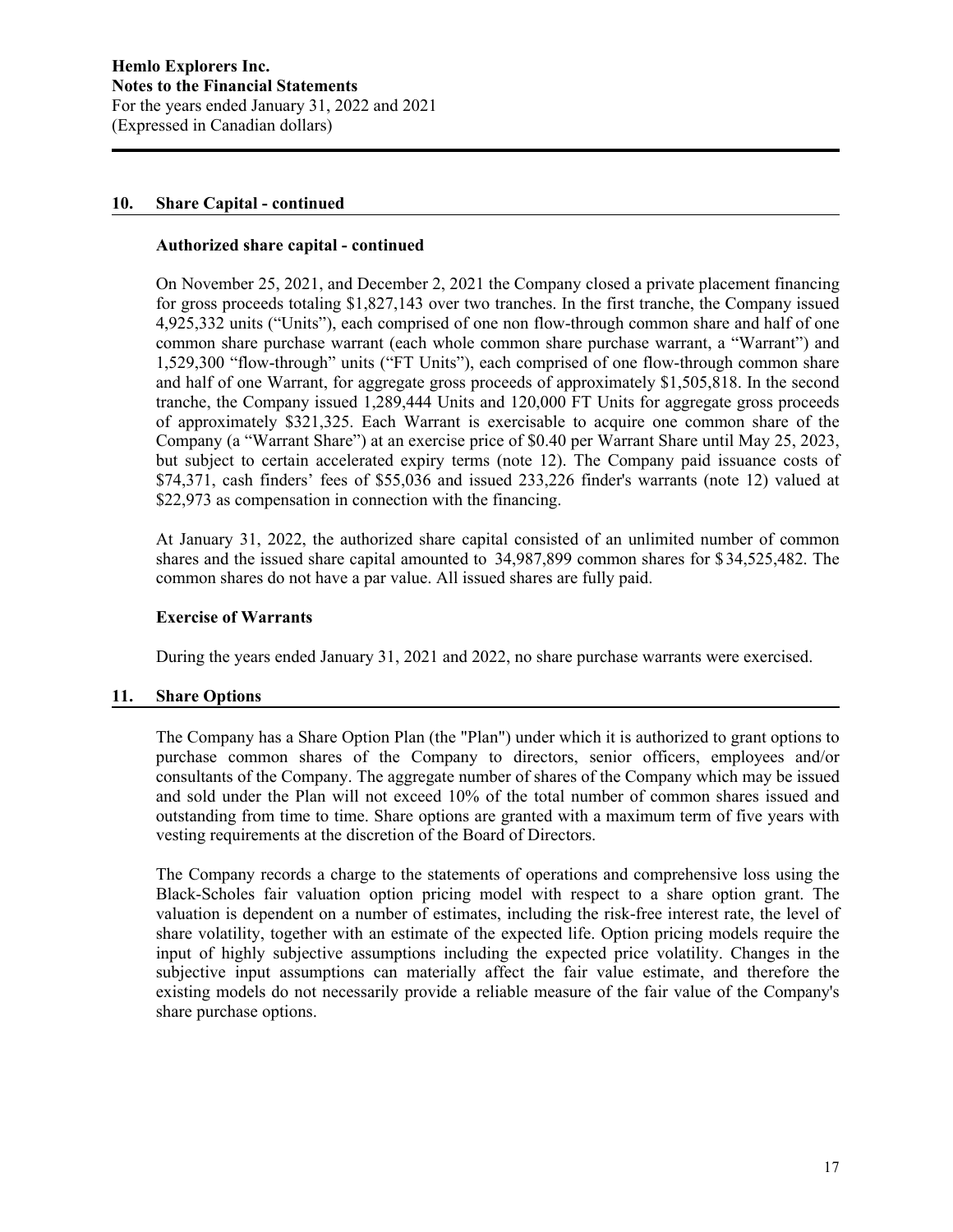## 10. Share Capital - continued

### Authorized share capital - continued

On November 25, 2021, and December 2, 2021 the Company closed a private placement financing for gross proceeds totaling $1,827,143 over two tranches. In the first tranche, the Company issued 4,925,332 units ("Units"), each comprised of one non flow-through common share and half of one common share purchase warrant (each whole common share purchase warrant, a "Warrant") and 1,529,300 "flow-through" units ("FT Units"), each comprised of one flow-through common share and half of one Warrant, for aggregate gross proceeds of approximately $1,505,818. In the second tranche, the Company issued 1,289,444 Units and 120,000 FT Units for aggregate gross proceeds of approximately $321,325. Each Warrant is exercisable to acquire one common share of the Company (a "Warrant Share") at an exercise price of $0.40 per Warrant Share until May 25, 2023, but subject to certain accelerated expiry terms (note 12). The Company paid issuance costs of $74,371, cash finders' fees of $55,036 and issued 233,226 finder's warrants (note 12) valued at $22,973 as compensation in connection with the financing.

At January 31, 2022, the authorized share capital consisted of an unlimited number of common shares and the issued share capital amounted to 34,987,899 common shares for $34,525,482. The common shares do not have a par value. All issued shares are fully paid.

### Exercise of Warrants

During the years ended January 31, 2021 and 2022, no share purchase warrants were exercised.

## 11. Share Options

The Company has a Share Option Plan (the "Plan") under which it is authorized to grant options to purchase common shares of the Company to directors, senior officers, employees and/or consultants of the Company. The aggregate number of shares of the Company which may be issued and sold under the Plan will not exceed 10% of the total number of common shares issued and outstanding from time to time. Share options are granted with a maximum term of five years with vesting requirements at the discretion of the Board of Directors.

The Company records a charge to the statements of operations and comprehensive loss using the Black-Scholes fair valuation option pricing model with respect to a share option grant. The valuation is dependent on a number of estimates, including the risk-free interest rate, the level of share volatility, together with an estimate of the expected life. Option pricing models require the input of highly subjective assumptions including the expected price volatility. Changes in the subjective input assumptions can materially affect the fair value estimate, and therefore the existing models do not necessarily provide a reliable measure of the fair value of the Company's share purchase options.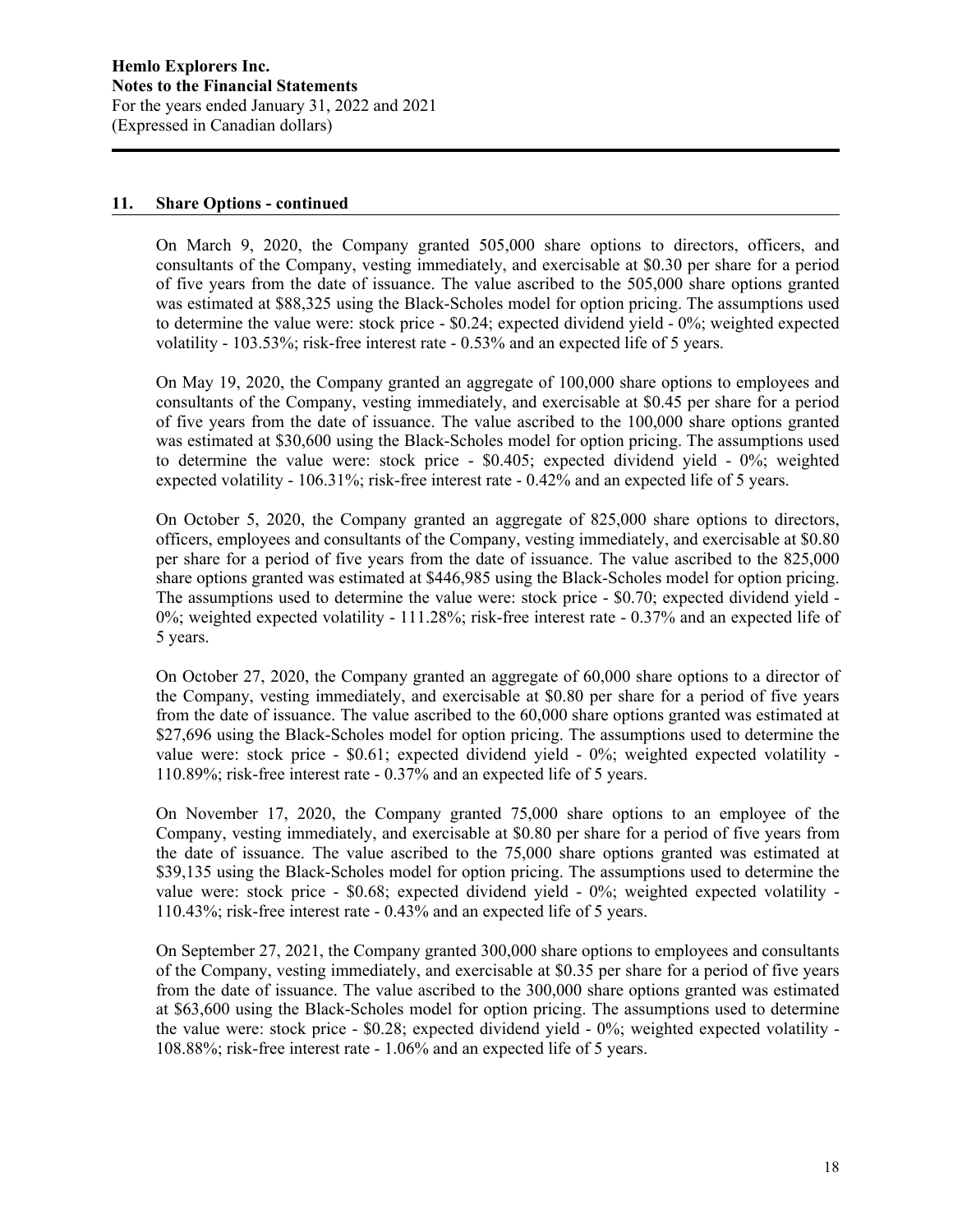## 11. Share Options - continued

On March 9, 2020, the Company granted 505,000 share options to directors, officers, and consultants of the Company, vesting immediately, and exercisable at $0.30 per share for a period of five years from the date of issuance. The value ascribed to the 505,000 share options granted was estimated at $88,325 using the Black-Scholes model for option pricing. The assumptions used to determine the value were: stock price - $0.24; expected dividend yield - 0%; weighted expected volatility - 103.53%; risk-free interest rate - 0.53% and an expected life of 5 years.

On May 19, 2020, the Company granted an aggregate of 100,000 share options to employees and consultants of the Company, vesting immediately, and exercisable at $0.45 per share for a period of five years from the date of issuance. The value ascribed to the 100,000 share options granted was estimated at $30,600 using the Black-Scholes model for option pricing. The assumptions used to determine the value were: stock price - $0.405; expected dividend yield - 0%; weighted expected volatility - 106.31%; risk-free interest rate - 0.42% and an expected life of 5 years.

On October 5, 2020, the Company granted an aggregate of 825,000 share options to directors, officers, employees and consultants of the Company, vesting immediately, and exercisable at $0.80 per share for a period of five years from the date of issuance. The value ascribed to the 825,000 share options granted was estimated at $446,985 using the Black-Scholes model for option pricing. The assumptions used to determine the value were: stock price - $0.70; expected dividend yield - 0%; weighted expected volatility - 111.28%; risk-free interest rate - 0.37% and an expected life of 5 years.

On October 27, 2020, the Company granted an aggregate of 60,000 share options to a director of the Company, vesting immediately, and exercisable at $0.80 per share for a period of five years from the date of issuance. The value ascribed to the 60,000 share options granted was estimated at $27,696 using the Black-Scholes model for option pricing. The assumptions used to determine the value were: stock price - $0.61; expected dividend yield - 0%; weighted expected volatility - 110.89%; risk-free interest rate - 0.37% and an expected life of 5 years.

On November 17, 2020, the Company granted 75,000 share options to an employee of the Company, vesting immediately, and exercisable at $0.80 per share for a period of five years from the date of issuance. The value ascribed to the 75,000 share options granted was estimated at $39,135 using the Black-Scholes model for option pricing. The assumptions used to determine the value were: stock price - $0.68; expected dividend yield - 0%; weighted expected volatility - 110.43%; risk-free interest rate - 0.43% and an expected life of 5 years.

On September 27, 2021, the Company granted 300,000 share options to employees and consultants of the Company, vesting immediately, and exercisable at $0.35 per share for a period of five years from the date of issuance. The value ascribed to the 300,000 share options granted was estimated at $63,600 using the Black-Scholes model for option pricing. The assumptions used to determine the value were: stock price - $0.28; expected dividend yield - 0%; weighted expected volatility - 108.88%; risk-free interest rate - 1.06% and an expected life of 5 years.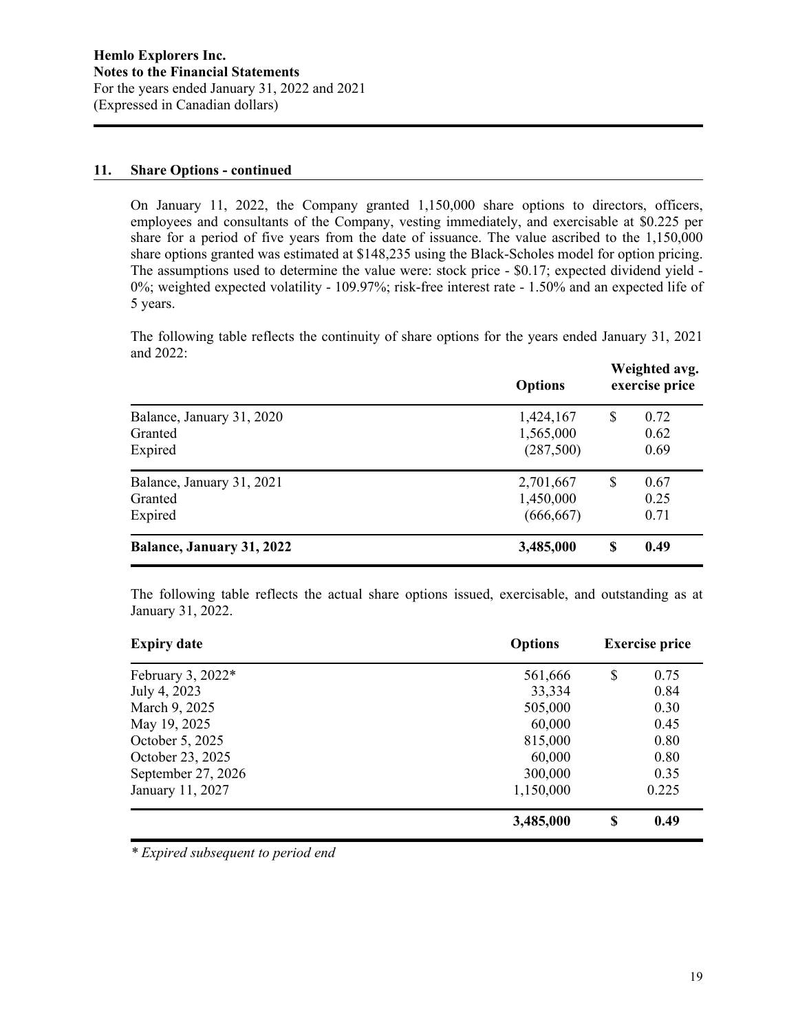## 11. Share Options - continued

On January 11, 2022, the Company granted 1,150,000 share options to directors, officers, employees and consultants of the Company, vesting immediately, and exercisable at $0.225 per share for a period of five years from the date of issuance. The value ascribed to the 1,150,000 share options granted was estimated at $148,235 using the Black-Scholes model for option pricing. The assumptions used to determine the value were: stock price - $0.17; expected dividend yield - 0%; weighted expected volatility - 109.97%; risk-free interest rate - 1.50% and an expected life of 5 years.

The following table reflects the continuity of share options for the years ended January 31, 2021 and 2022:

| | Options | Weighted avg. exercise price |
|---|---|---|
| Balance, January 31, 2020 | 1,424,167 | $ 0.72 |
| Granted | 1,565,000 | 0.62 |
| Expired | (287,500) | 0.69 |
| Balance, January 31, 2021 | 2,701,667 | $ 0.67 |
| Granted | 1,450,000 | 0.25 |
| Expired | (666,667) | 0.71 |
| **Balance, January 31, 2022** | **3,485,000** | **$ 0.49** |

The following table reflects the actual share options issued, exercisable, and outstanding as at January 31, 2022.

| Expiry date | Options | Exercise price |
|---|---|---|
| February 3, 2022* | 561,666 | $ 0.75 |
| July 4, 2023 | 33,334 | 0.84 |
| March 9, 2025 | 505,000 | 0.30 |
| May 19, 2025 | 60,000 | 0.45 |
| October 5, 2025 | 815,000 | 0.80 |
| October 23, 2025 | 60,000 | 0.80 |
| September 27, 2026 | 300,000 | 0.35 |
| January 11, 2027 | 1,150,000 | 0.225 |
| | **3,485,000** | **$ 0.49** |

*\* Expired subsequent to period end*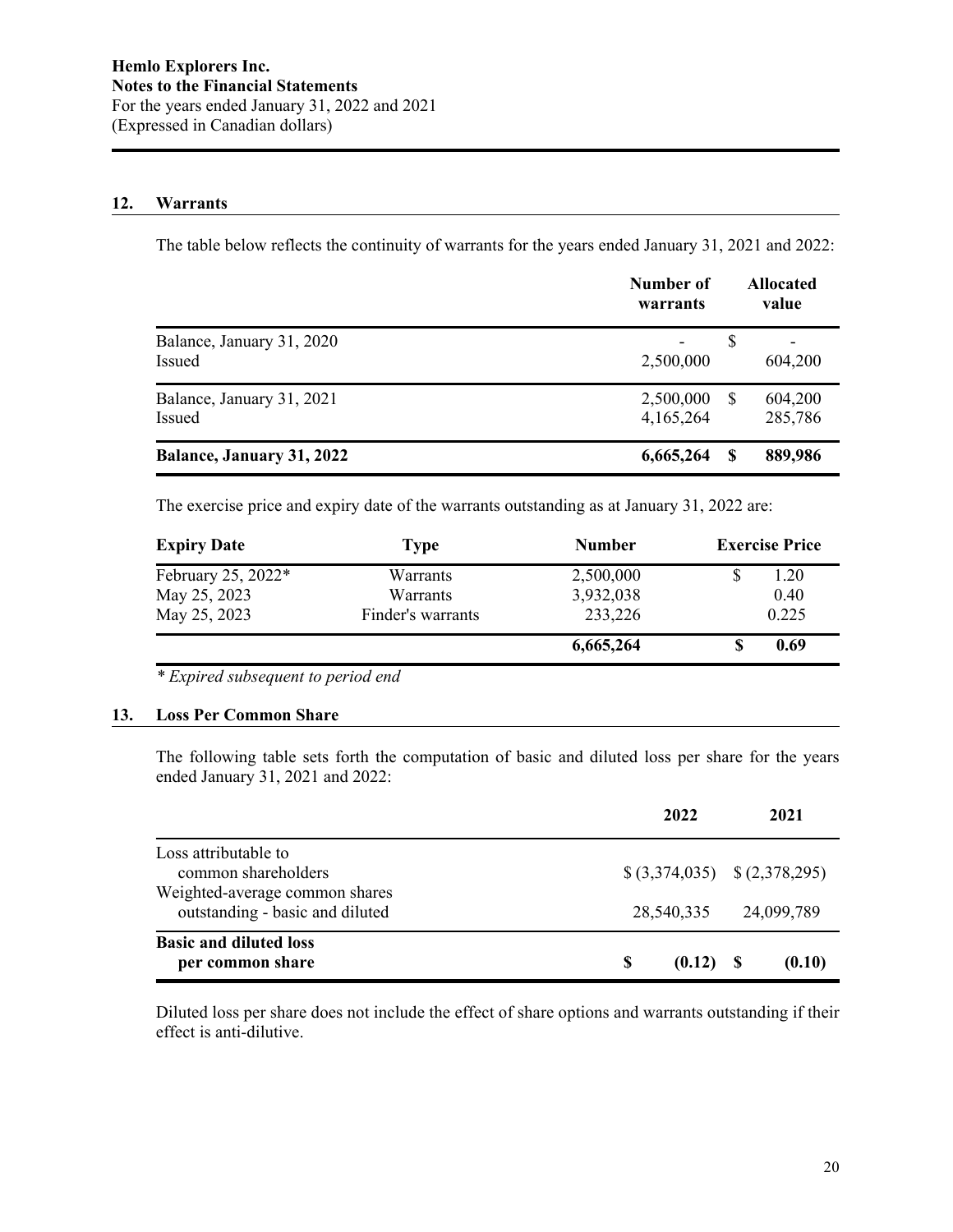**Hemlo Explorers Inc.**
**Notes to the Financial Statements**
For the years ended January 31, 2022 and 2021
(Expressed in Canadian dollars)

## 12. Warrants

The table below reflects the continuity of warrants for the years ended January 31, 2021 and 2022:

| | Number of warrants | Allocated value |
|---|---|---|
| Balance, January 31, 2020 | - | $ - |
| Issued | 2,500,000 | 604,200 |
| Balance, January 31, 2021 | 2,500,000 | $ 604,200 |
| Issued | 4,165,264 | 285,786 |
| **Balance, January 31, 2022** | **6,665,264** | **$ 889,986** |

The exercise price and expiry date of the warrants outstanding as at January 31, 2022 are:

| Expiry Date | Type | Number | Exercise Price |
|---|---|---|---|
| February 25, 2022* | Warrants | 2,500,000 | $ 1.20 |
| May 25, 2023 | Warrants | 3,932,038 | 0.40 |
| May 25, 2023 | Finder's warrants | 233,226 | 0.225 |
| | | **6,665,264** | **$ 0.69** |

*\* Expired subsequent to period end*

## 13. Loss Per Common Share

The following table sets forth the computation of basic and diluted loss per share for the years ended January 31, 2021 and 2022:

| | 2022 | 2021 |
|---|---|---|
| Loss attributable to common shareholders | $ (3,374,035) | $ (2,378,295) |
| Weighted-average common shares outstanding - basic and diluted | 28,540,335 | 24,099,789 |
| **Basic and diluted loss per common share** | **$ (0.12)** | **$ (0.10)** |

Diluted loss per share does not include the effect of share options and warrants outstanding if their effect is anti-dilutive.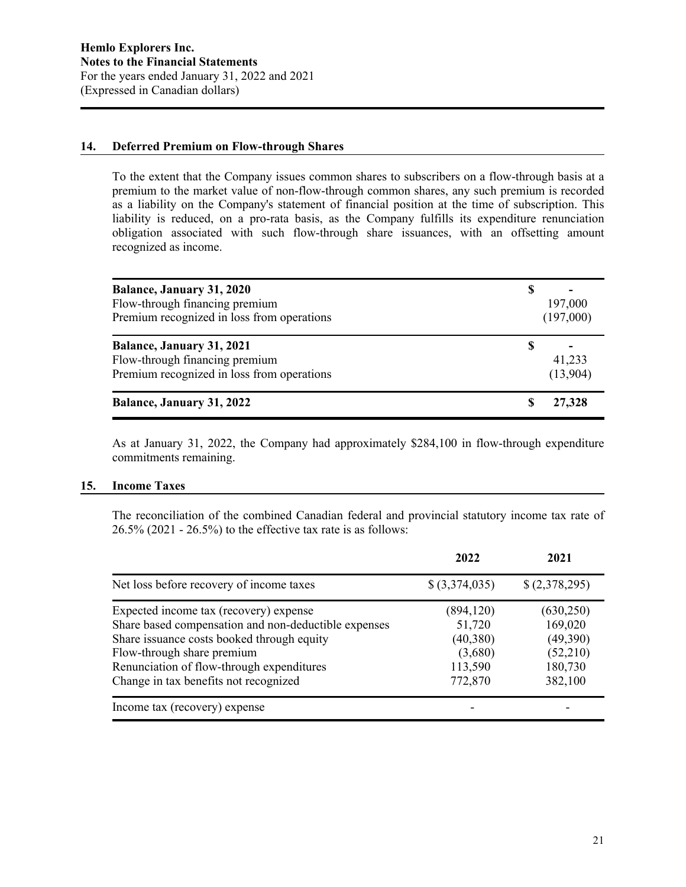## 14. Deferred Premium on Flow-through Shares

To the extent that the Company issues common shares to subscribers on a flow-through basis at a premium to the market value of non-flow-through common shares, any such premium is recorded as a liability on the Company's statement of financial position at the time of subscription. This liability is reduced, on a pro-rata basis, as the Company fulfills its expenditure renunciation obligation associated with such flow-through share issuances, with an offsetting amount recognized as income.

| | |
|---|---|
| **Balance, January 31, 2020** | $ - |
| Flow-through financing premium | 197,000 |
| Premium recognized in loss from operations | (197,000) |
| **Balance, January 31, 2021** | $ - |
| Flow-through financing premium | 41,233 |
| Premium recognized in loss from operations | (13,904) |
| **Balance, January 31, 2022** | **$ 27,328** |

As at January 31, 2022, the Company had approximately $284,100 in flow-through expenditure commitments remaining.

## 15. Income Taxes

The reconciliation of the combined Canadian federal and provincial statutory income tax rate of 26.5% (2021 - 26.5%) to the effective tax rate is as follows:

| | 2022 | 2021 |
|---|---|---|
| Net loss before recovery of income taxes | $ (3,374,035) | $ (2,378,295) |
| Expected income tax (recovery) expense | (894,120) | (630,250) |
| Share based compensation and non-deductible expenses | 51,720 | 169,020 |
| Share issuance costs booked through equity | (40,380) | (49,390) |
| Flow-through share premium | (3,680) | (52,210) |
| Renunciation of flow-through expenditures | 113,590 | 180,730 |
| Change in tax benefits not recognized | 772,870 | 382,100 |
| Income tax (recovery) expense | - | - |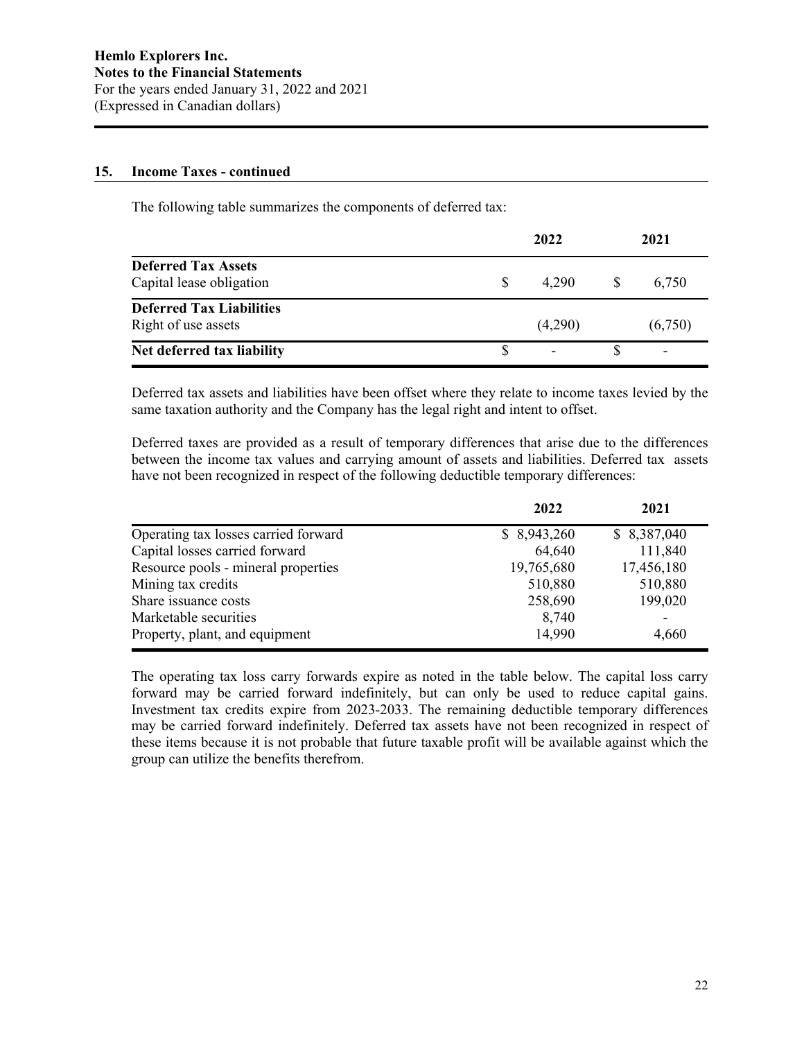## 15. Income Taxes - continued

The following table summarizes the components of deferred tax:

| | 2022 | 2021 |
|---|---|---|
| **Deferred Tax Assets** | | |
| Capital lease obligation | $ 4,290 | $ 6,750 |
| **Deferred Tax Liabilities** | | |
| Right of use assets | (4,290) | (6,750) |
| **Net deferred tax liability** | $ - | $ - |

Deferred tax assets and liabilities have been offset where they relate to income taxes levied by the same taxation authority and the Company has the legal right and intent to offset.

Deferred taxes are provided as a result of temporary differences that arise due to the differences between the income tax values and carrying amount of assets and liabilities. Deferred tax assets have not been recognized in respect of the following deductible temporary differences:

| | 2022 | 2021 |
|---|---|---|
| Operating tax losses carried forward | $ 8,943,260 | $ 8,387,040 |
| Capital losses carried forward | 64,640 | 111,840 |
| Resource pools - mineral properties | 19,765,680 | 17,456,180 |
| Mining tax credits | 510,880 | 510,880 |
| Share issuance costs | 258,690 | 199,020 |
| Marketable securities | 8,740 | - |
| Property, plant, and equipment | 14,990 | 4,660 |

The operating tax loss carry forwards expire as noted in the table below. The capital loss carry forward may be carried forward indefinitely, but can only be used to reduce capital gains. Investment tax credits expire from 2023-2033. The remaining deductible temporary differences may be carried forward indefinitely. Deferred tax assets have not been recognized in respect of these items because it is not probable that future taxable profit will be available against which the group can utilize the benefits therefrom.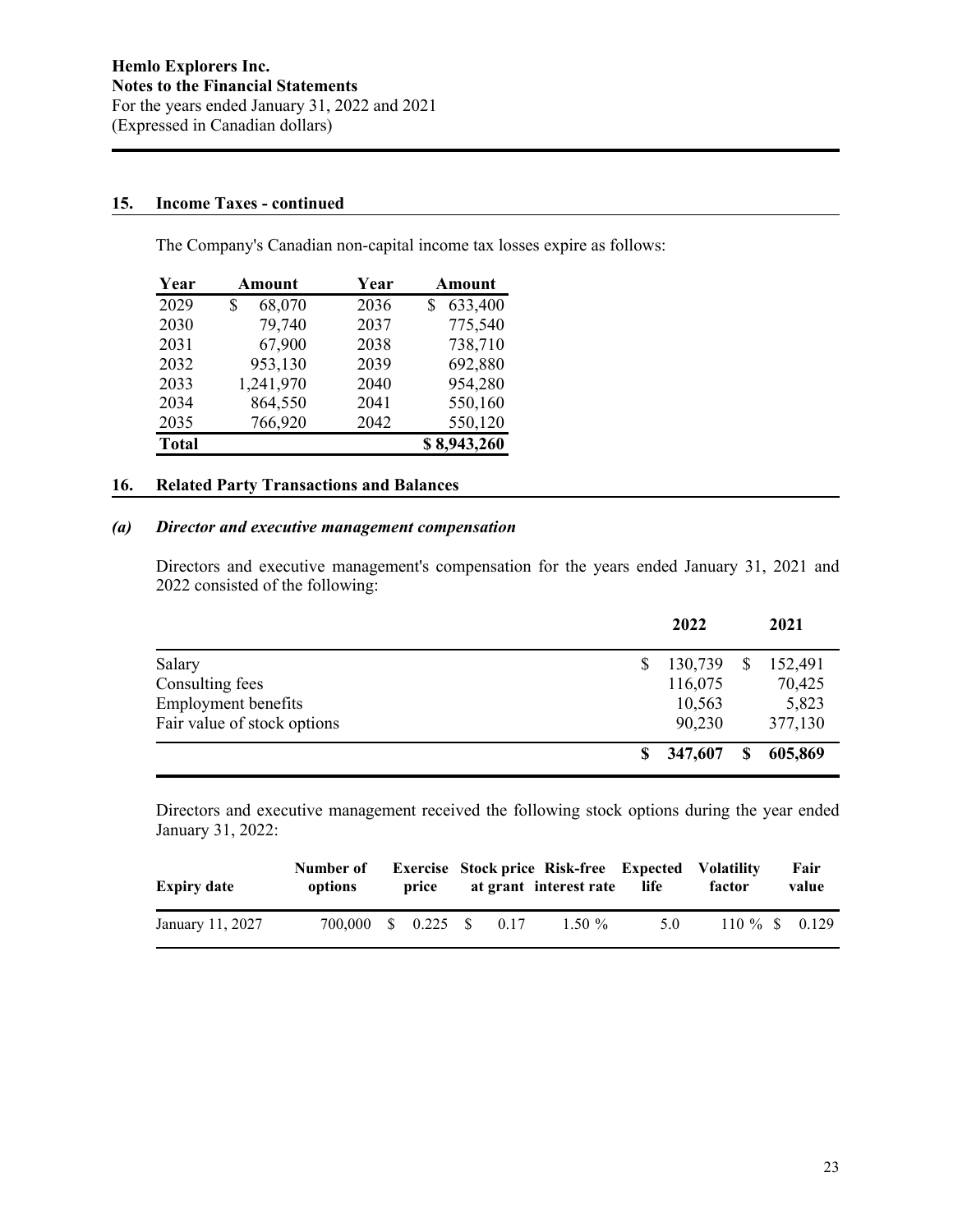Hemlo Explorers Inc.
**Notes to the Financial Statements**
For the years ended January 31, 2022 and 2021
(Expressed in Canadian dollars)

## 15. Income Taxes - continued

The Company's Canadian non-capital income tax losses expire as follows:

| Year | Amount | Year | Amount |
|---|---|---|---|
| 2029 | $ 68,070 | 2036 | $ 633,400 |
| 2030 | 79,740 | 2037 | 775,540 |
| 2031 | 67,900 | 2038 | 738,710 |
| 2032 | 953,130 | 2039 | 692,880 |
| 2033 | 1,241,970 | 2040 | 954,280 |
| 2034 | 864,550 | 2041 | 550,160 |
| 2035 | 766,920 | 2042 | 550,120 |
| **Total** | | | **$ 8,943,260** |

## 16. Related Party Transactions and Balances

### *(a) Director and executive management compensation*

Directors and executive management's compensation for the years ended January 31, 2021 and 2022 consisted of the following:

| | 2022 | 2021 |
|---|---|---|
| Salary | $ 130,739 | $ 152,491 |
| Consulting fees | 116,075 | 70,425 |
| Employment benefits | 10,563 | 5,823 |
| Fair value of stock options | 90,230 | 377,130 |
| | **$ 347,607** | **$ 605,869** |

Directors and executive management received the following stock options during the year ended January 31, 2022:

| Expiry date | Number of options | Exercise price | Stock price at grant | Risk-free interest rate | Expected life | Volatility factor | Fair value |
|---|---|---|---|---|---|---|---|
| January 11, 2027 | 700,000 | $ 0.225 | $ 0.17 | 1.50 % | 5.0 | 110 % | $ 0.129 |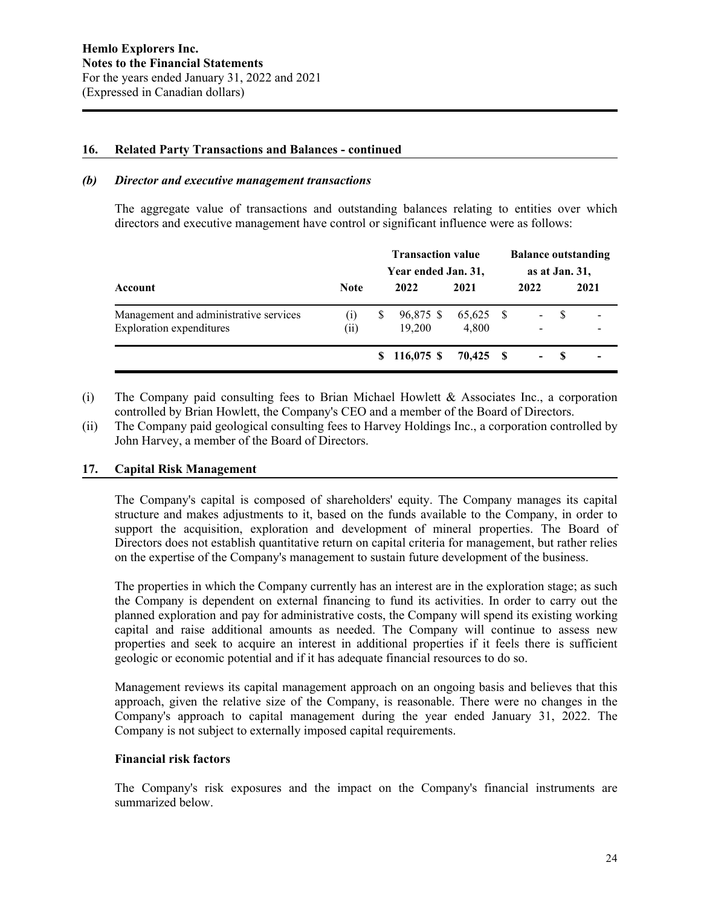## 16. Related Party Transactions and Balances - continued

### *(b) Director and executive management transactions*

The aggregate value of transactions and outstanding balances relating to entities over which directors and executive management have control or significant influence were as follows:

| | | Transaction value | | Balance outstanding | |
|---|---|---|---|---|---|
| | | Year ended Jan. 31, | | as at Jan. 31, | |
| **Account** | **Note** | **2022** | **2021** | **2022** | **2021** |
| Management and administrative services | (i) | $ 96,875 | $ 65,625 | $ - | $ - |
| Exploration expenditures | (ii) | 19,200 | 4,800 | - | - |
| | | **$ 116,075** | **$ 70,425** | **$ -** | **$ -** |

(i) The Company paid consulting fees to Brian Michael Howlett & Associates Inc., a corporation controlled by Brian Howlett, the Company's CEO and a member of the Board of Directors.

(ii) The Company paid geological consulting fees to Harvey Holdings Inc., a corporation controlled by John Harvey, a member of the Board of Directors.

## 17. Capital Risk Management

The Company's capital is composed of shareholders' equity. The Company manages its capital structure and makes adjustments to it, based on the funds available to the Company, in order to support the acquisition, exploration and development of mineral properties. The Board of Directors does not establish quantitative return on capital criteria for management, but rather relies on the expertise of the Company's management to sustain future development of the business.

The properties in which the Company currently has an interest are in the exploration stage; as such the Company is dependent on external financing to fund its activities. In order to carry out the planned exploration and pay for administrative costs, the Company will spend its existing working capital and raise additional amounts as needed. The Company will continue to assess new properties and seek to acquire an interest in additional properties if it feels there is sufficient geologic or economic potential and if it has adequate financial resources to do so.

Management reviews its capital management approach on an ongoing basis and believes that this approach, given the relative size of the Company, is reasonable. There were no changes in the Company's approach to capital management during the year ended January 31, 2022. The Company is not subject to externally imposed capital requirements.

### Financial risk factors

The Company's risk exposures and the impact on the Company's financial instruments are summarized below.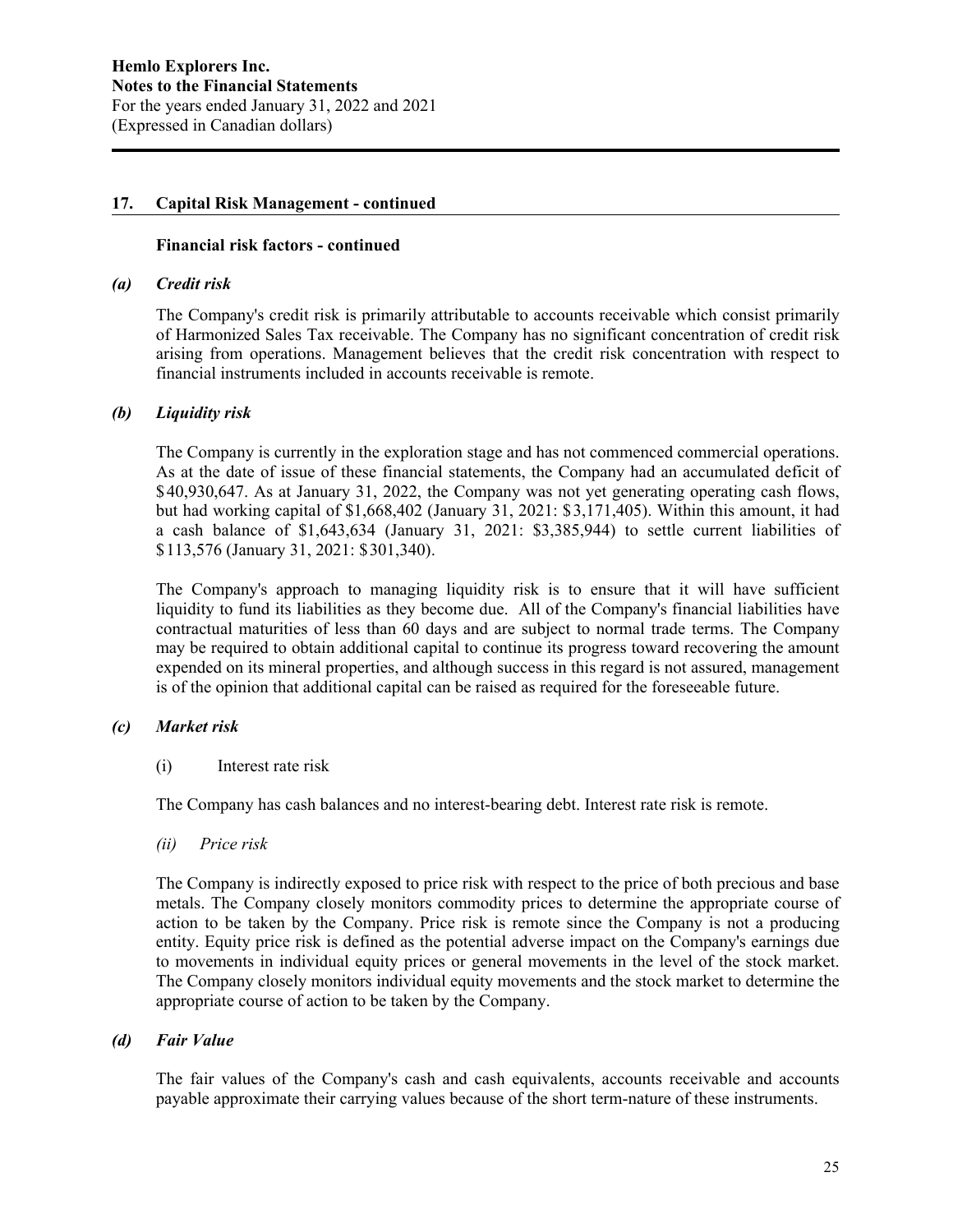## 17. Capital Risk Management - continued

**Financial risk factors - continued**

### *(a) Credit risk*

The Company's credit risk is primarily attributable to accounts receivable which consist primarily of Harmonized Sales Tax receivable. The Company has no significant concentration of credit risk arising from operations. Management believes that the credit risk concentration with respect to financial instruments included in accounts receivable is remote.

### *(b) Liquidity risk*

The Company is currently in the exploration stage and has not commenced commercial operations. As at the date of issue of these financial statements, the Company had an accumulated deficit of $40,930,647. As at January 31, 2022, the Company was not yet generating operating cash flows, but had working capital of $1,668,402 (January 31, 2021: $3,171,405). Within this amount, it had a cash balance of $1,643,634 (January 31, 2021: $3,385,944) to settle current liabilities of $113,576 (January 31, 2021: $301,340).

The Company's approach to managing liquidity risk is to ensure that it will have sufficient liquidity to fund its liabilities as they become due. All of the Company's financial liabilities have contractual maturities of less than 60 days and are subject to normal trade terms. The Company may be required to obtain additional capital to continue its progress toward recovering the amount expended on its mineral properties, and although success in this regard is not assured, management is of the opinion that additional capital can be raised as required for the foreseeable future.

### *(c) Market risk*

(i) Interest rate risk

The Company has cash balances and no interest-bearing debt. Interest rate risk is remote.

*(ii) Price risk*

The Company is indirectly exposed to price risk with respect to the price of both precious and base metals. The Company closely monitors commodity prices to determine the appropriate course of action to be taken by the Company. Price risk is remote since the Company is not a producing entity. Equity price risk is defined as the potential adverse impact on the Company's earnings due to movements in individual equity prices or general movements in the level of the stock market. The Company closely monitors individual equity movements and the stock market to determine the appropriate course of action to be taken by the Company.

### *(d) Fair Value*

The fair values of the Company's cash and cash equivalents, accounts receivable and accounts payable approximate their carrying values because of the short term-nature of these instruments.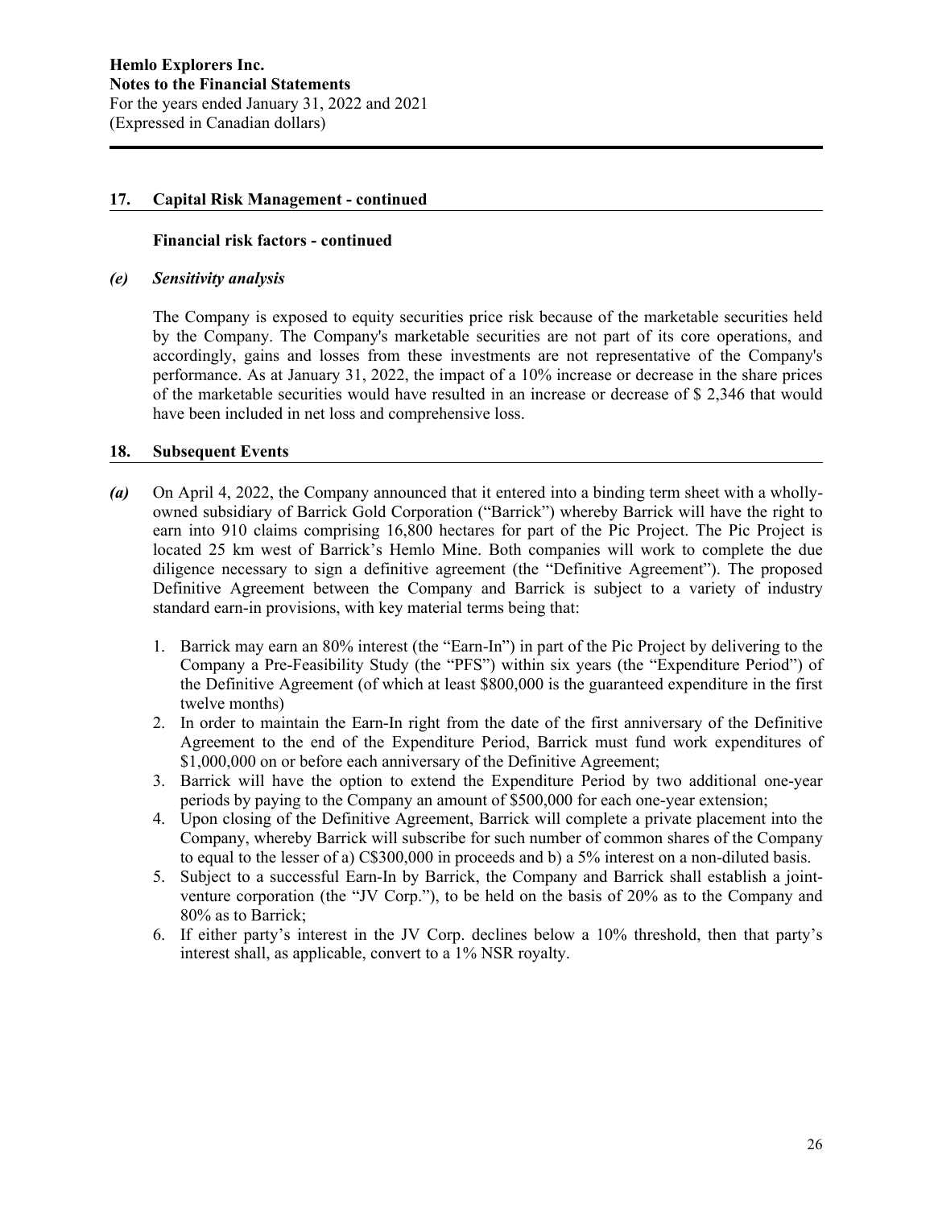## 17. Capital Risk Management - continued

### Financial risk factors - continued

#### *(e) Sensitivity analysis*

The Company is exposed to equity securities price risk because of the marketable securities held by the Company. The Company's marketable securities are not part of its core operations, and accordingly, gains and losses from these investments are not representative of the Company's performance. As at January 31, 2022, the impact of a 10% increase or decrease in the share prices of the marketable securities would have resulted in an increase or decrease of $ 2,346 that would have been included in net loss and comprehensive loss.

## 18. Subsequent Events

***(a)*** On April 4, 2022, the Company announced that it entered into a binding term sheet with a wholly-owned subsidiary of Barrick Gold Corporation ("Barrick") whereby Barrick will have the right to earn into 910 claims comprising 16,800 hectares for part of the Pic Project. The Pic Project is located 25 km west of Barrick's Hemlo Mine. Both companies will work to complete the due diligence necessary to sign a definitive agreement (the "Definitive Agreement"). The proposed Definitive Agreement between the Company and Barrick is subject to a variety of industry standard earn-in provisions, with key material terms being that:

1. Barrick may earn an 80% interest (the "Earn-In") in part of the Pic Project by delivering to the Company a Pre-Feasibility Study (the "PFS") within six years (the "Expenditure Period") of the Definitive Agreement (of which at least $800,000 is the guaranteed expenditure in the first twelve months)
2. In order to maintain the Earn-In right from the date of the first anniversary of the Definitive Agreement to the end of the Expenditure Period, Barrick must fund work expenditures of $1,000,000 on or before each anniversary of the Definitive Agreement;
3. Barrick will have the option to extend the Expenditure Period by two additional one-year periods by paying to the Company an amount of $500,000 for each one-year extension;
4. Upon closing of the Definitive Agreement, Barrick will complete a private placement into the Company, whereby Barrick will subscribe for such number of common shares of the Company to equal to the lesser of a) C$300,000 in proceeds and b) a 5% interest on a non-diluted basis.
5. Subject to a successful Earn-In by Barrick, the Company and Barrick shall establish a joint-venture corporation (the "JV Corp."), to be held on the basis of 20% as to the Company and 80% as to Barrick;
6. If either party's interest in the JV Corp. declines below a 10% threshold, then that party's interest shall, as applicable, convert to a 1% NSR royalty.